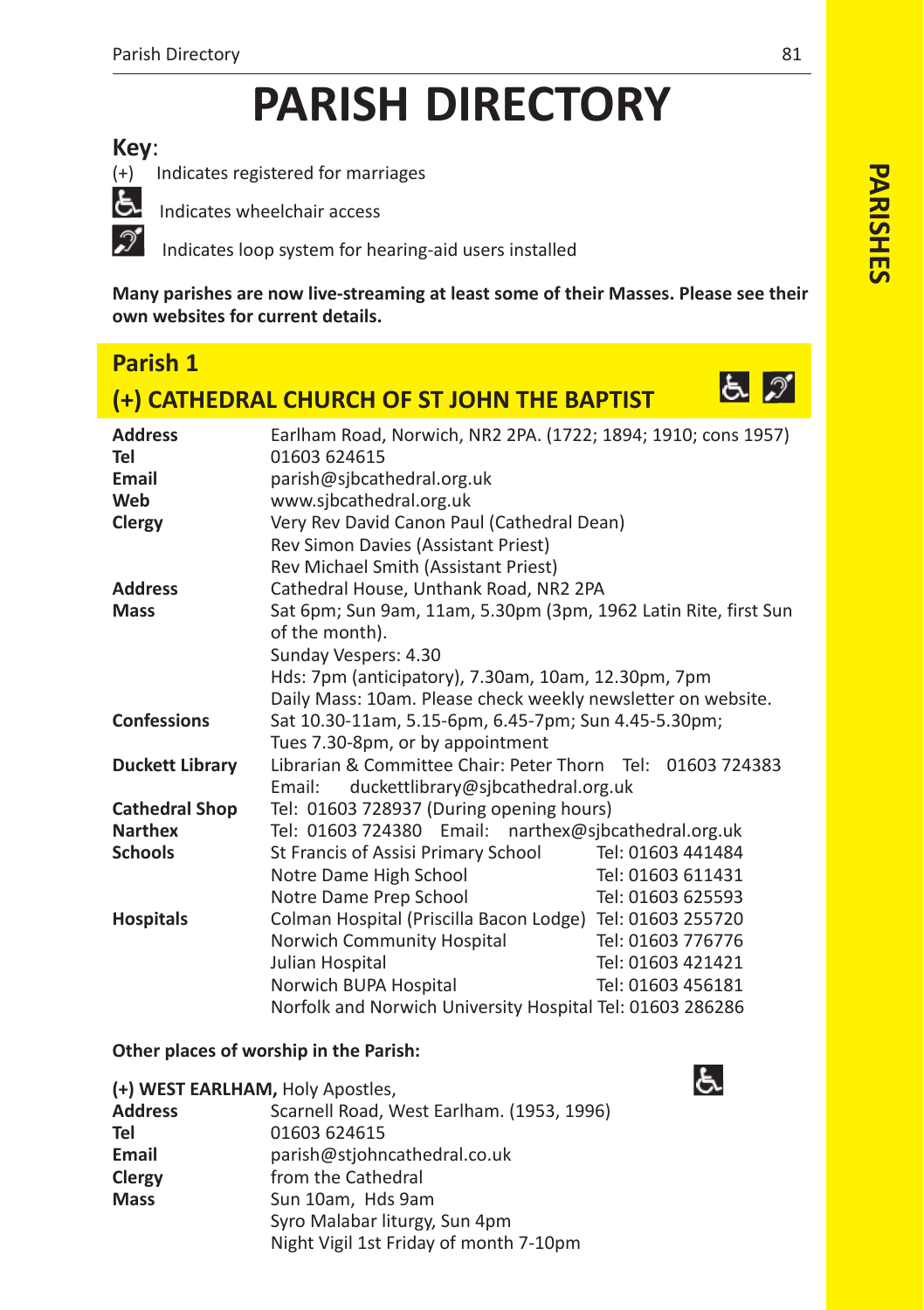# PARISH DIRECTORY

**Key**:

(+) Indicates registered for marriages

♿ Indicates wheelchair access

Indicates loop system for hearing-aid users installed

**Many parishes are now live-streaming at least some of their Masses. Please see their own websites for current details.**

## Parish 1

## (+) CATHEDRAL CHURCH OF ST JOHN THE BAPTIST

| | |
|---|---|
| **Address** | Earlham Road, Norwich, NR2 2PA. (1722; 1894; 1910; cons 1957) |
| **Tel** | 01603 624615 |
| **Email** | parish@sjbcathedral.org.uk |
| **Web** | www.sjbcathedral.org.uk |
| **Clergy** | Very Rev David Canon Paul (Cathedral Dean)<br>Rev Simon Davies (Assistant Priest)<br>Rev Michael Smith (Assistant Priest) |
| **Address** | Cathedral House, Unthank Road, NR2 2PA |
| **Mass** | Sat 6pm; Sun 9am, 11am, 5.30pm (3pm, 1962 Latin Rite, first Sun of the month).<br>Sunday Vespers: 4.30<br>Hds: 7pm (anticipatory), 7.30am, 10am, 12.30pm, 7pm<br>Daily Mass: 10am. Please check weekly newsletter on website. |
| **Confessions** | Sat 10.30-11am, 5.15-6pm, 6.45-7pm; Sun 4.45-5.30pm;<br>Tues 7.30-8pm, or by appointment |
| **Duckett Library** | Librarian & Committee Chair: Peter Thorn Tel: 01603 724383<br>Email: duckettlibrary@sjbcathedral.org.uk |
| **Cathedral Shop** | Tel: 01603 728937 (During opening hours) |
| **Narthex** | Tel: 01603 724380 Email: narthex@sjbcathedral.org.uk |
| **Schools** | St Francis of Assisi Primary School Tel: 01603 441484<br>Notre Dame High School Tel: 01603 611431<br>Notre Dame Prep School Tel: 01603 625593 |
| **Hospitals** | Colman Hospital (Priscilla Bacon Lodge) Tel: 01603 255720<br>Norwich Community Hospital Tel: 01603 776776<br>Julian Hospital Tel: 01603 421421<br>Norwich BUPA Hospital Tel: 01603 456181<br>Norfolk and Norwich University Hospital Tel: 01603 286286 |

**Other places of worship in the Parish:**

**(+) WEST EARLHAM,** Holy Apostles, ♿

| | |
|---|---|
| **Address** | Scarnell Road, West Earlham. (1953, 1996) |
| **Tel** | 01603 624615 |
| **Email** | parish@stjohncathedral.co.uk |
| **Clergy** | from the Cathedral |
| **Mass** | Sun 10am, Hds 9am<br>Syro Malabar liturgy, Sun 4pm<br>Night Vigil 1st Friday of month 7-10pm |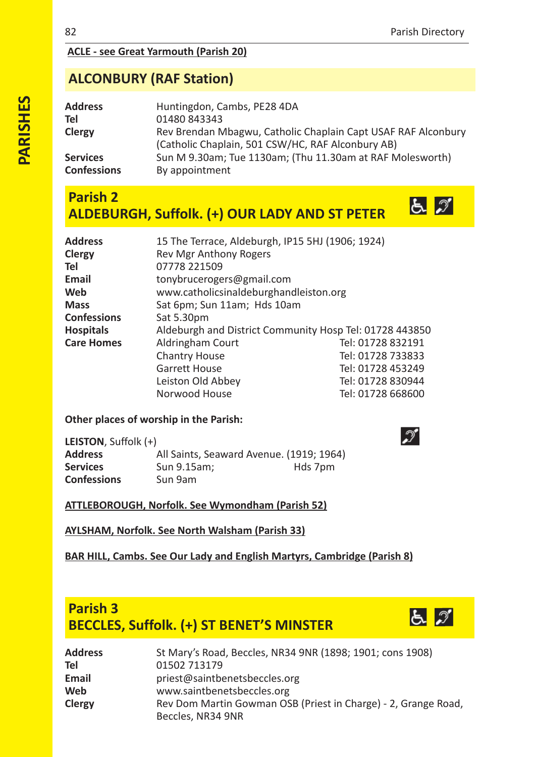**ACLE - see Great Yarmouth (Parish 20)**

## ALCONBURY (RAF Station)

| | |
|---|---|
| **Address** | Huntingdon, Cambs, PE28 4DA |
| **Tel** | 01480 843343 |
| **Clergy** | Rev Brendan Mbagwu, Catholic Chaplain Capt USAF RAF Alconbury (Catholic Chaplain, 501 CSW/HC, RAF Alconbury AB) |
| **Services** | Sun M 9.30am; Tue 1130am; (Thu 11.30am at RAF Molesworth) |
| **Confessions** | By appointment |

## Parish 2
## ALDEBURGH, Suffolk. (+) OUR LADY AND ST PETER

| | | |
|---|---|---|
| **Address** | 15 The Terrace, Aldeburgh, IP15 5HJ (1906; 1924) | |
| **Clergy** | Rev Mgr Anthony Rogers | |
| **Tel** | 07778 221509 | |
| **Email** | tonybrucerogers@gmail.com | |
| **Web** | www.catholicsinaldeburghandleiston.org | |
| **Mass** | Sat 6pm; Sun 11am; Hds 10am | |
| **Confessions** | Sat 5.30pm | |
| **Hospitals** | Aldeburgh and District Community Hosp Tel: 01728 443850 | |
| **Care Homes** | Aldringham Court | Tel: 01728 832191 |
| | Chantry House | Tel: 01728 733833 |
| | Garrett House | Tel: 01728 453249 |
| | Leiston Old Abbey | Tel: 01728 830944 |
| | Norwood House | Tel: 01728 668600 |

**Other places of worship in the Parish:**

**LEISTON**, Suffolk (+)

| | | |
|---|---|---|
| **Address** | All Saints, Seaward Avenue. (1919; 1964) | |
| **Services** | Sun 9.15am; | Hds 7pm |
| **Confessions** | Sun 9am | |

**ATTLEBOROUGH, Norfolk. See Wymondham (Parish 52)**

**AYLSHAM, Norfolk. See North Walsham (Parish 33)**

**BAR HILL, Cambs. See Our Lady and English Martyrs, Cambridge (Parish 8)**

## Parish 3
## BECCLES, Suffolk. (+) ST BENET'S MINSTER

| | |
|---|---|
| **Address** | St Mary's Road, Beccles, NR34 9NR (1898; 1901; cons 1908) |
| **Tel** | 01502 713179 |
| **Email** | priest@saintbenetsbeccles.org |
| **Web** | www.saintbenetsbeccles.org |
| **Clergy** | Rev Dom Martin Gowman OSB (Priest in Charge) - 2, Grange Road, Beccles, NR34 9NR |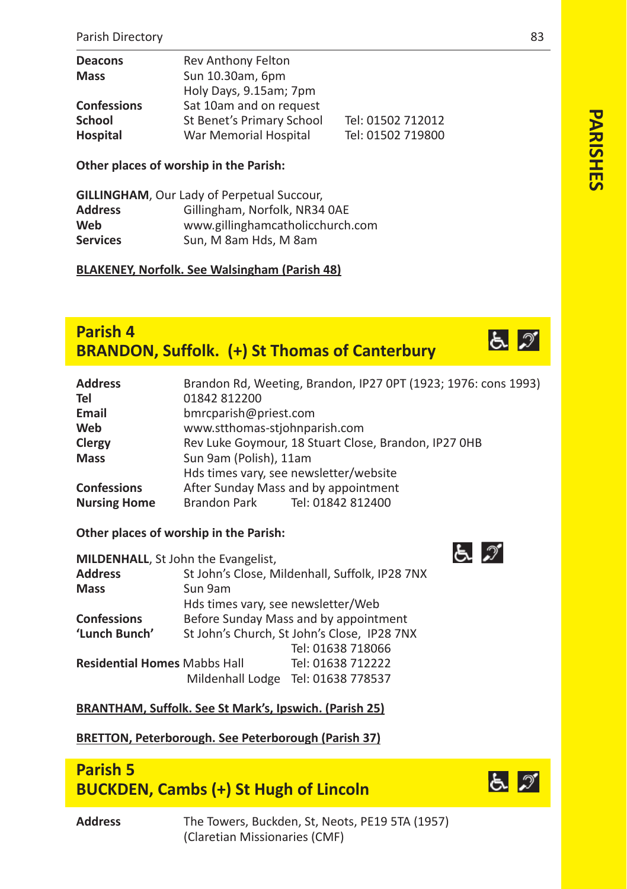| | | |
|---|---|---|
| **Deacons** | Rev Anthony Felton | |
| **Mass** | Sun 10.30am, 6pm | |
| | Holy Days, 9.15am; 7pm | |
| **Confessions** | Sat 10am and on request | |
| **School** | St Benet's Primary School | Tel: 01502 712012 |
| **Hospital** | War Memorial Hospital | Tel: 01502 719800 |

**Other places of worship in the Parish:**

**GILLINGHAM**, Our Lady of Perpetual Succour,

| | |
|---|---|
| **Address** | Gillingham, Norfolk, NR34 0AE |
| **Web** | www.gillinghamcatholicchurch.com |
| **Services** | Sun, M 8am Hds, M 8am |

**BLAKENEY, Norfolk. See Walsingham (Parish 48)**

## Parish 4
## BRANDON, Suffolk. (+) St Thomas of Canterbury

| | | |
|---|---|---|
| **Address** | Brandon Rd, Weeting, Brandon, IP27 0PT (1923; 1976: cons 1993) | |
| **Tel** | 01842 812200 | |
| **Email** | bmrcparish@priest.com | |
| **Web** | www.stthomas-stjohnparish.com | |
| **Clergy** | Rev Luke Goymour, 18 Stuart Close, Brandon, IP27 0HB | |
| **Mass** | Sun 9am (Polish), 11am | |
| | Hds times vary, see newsletter/website | |
| **Confessions** | After Sunday Mass and by appointment | |
| **Nursing Home** | Brandon Park | Tel: 01842 812400 |

**Other places of worship in the Parish:**

**MILDENHALL**, St John the Evangelist,

| | | |
|---|---|---|
| **Address** | St John's Close, Mildenhall, Suffolk, IP28 7NX | |
| **Mass** | Sun 9am | |
| | Hds times vary, see newsletter/Web | |
| **Confessions** | Before Sunday Mass and by appointment | |
| **'Lunch Bunch'** | St John's Church, St John's Close, IP28 7NX | |
| | | Tel: 01638 718066 |
| **Residential Homes** | Mabbs Hall | Tel: 01638 712222 |
| | Mildenhall Lodge | Tel: 01638 778537 |

**BRANTHAM, Suffolk. See St Mark's, Ipswich. (Parish 25)**

**BRETTON, Peterborough. See Peterborough (Parish 37)**

## Parish 5
## BUCKDEN, Cambs (+) St Hugh of Lincoln

| | |
|---|---|
| **Address** | The Towers, Buckden, St, Neots, PE19 5TA (1957) |
| | (Claretian Missionaries (CMF) |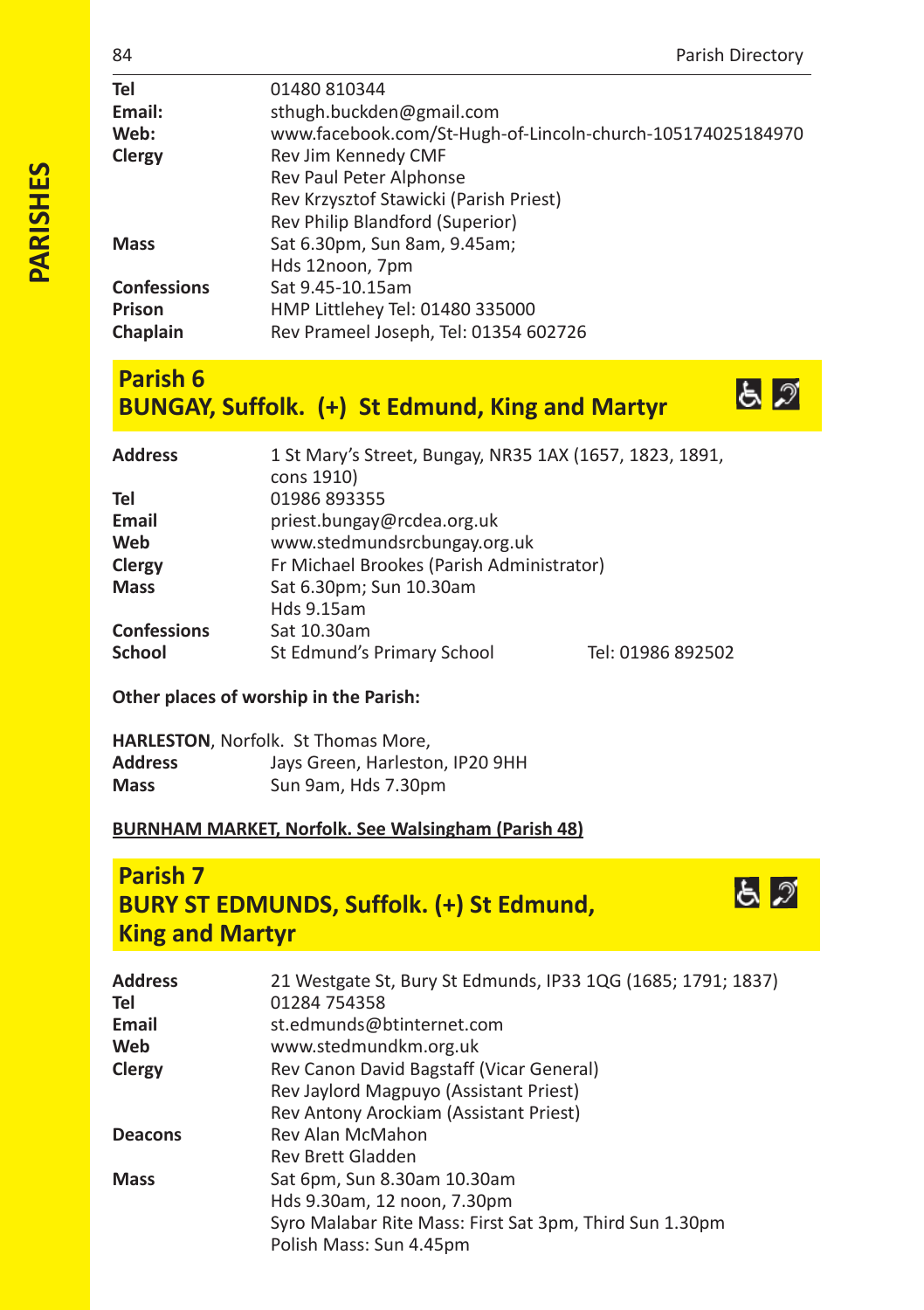| | |
|---|---|
| **Tel** | 01480 810344 |
| **Email:** | sthugh.buckden@gmail.com |
| **Web:** | www.facebook.com/St-Hugh-of-Lincoln-church-105174025184970 |
| **Clergy** | Rev Jim Kennedy CMF |
| | Rev Paul Peter Alphonse |
| | Rev Krzysztof Stawicki (Parish Priest) |
| | Rev Philip Blandford (Superior) |
| **Mass** | Sat 6.30pm, Sun 8am, 9.45am; |
| | Hds 12noon, 7pm |
| **Confessions** | Sat 9.45-10.15am |
| **Prison** | HMP Littlehey Tel: 01480 335000 |
| **Chaplain** | Rev Prameel Joseph, Tel: 01354 602726 |

## Parish 6
## BUNGAY, Suffolk. (+) St Edmund, King and Martyr

| | | |
|---|---|---|
| **Address** | 1 St Mary's Street, Bungay, NR35 1AX (1657, 1823, 1891, cons 1910) | |
| **Tel** | 01986 893355 | |
| **Email** | priest.bungay@rcdea.org.uk | |
| **Web** | www.stedmundsrcbungay.org.uk | |
| **Clergy** | Fr Michael Brookes (Parish Administrator) | |
| **Mass** | Sat 6.30pm; Sun 10.30am | |
| | Hds 9.15am | |
| **Confessions** | Sat 10.30am | |
| **School** | St Edmund's Primary School | Tel: 01986 892502 |

**Other places of worship in the Parish:**

**HARLESTON**, Norfolk. St Thomas More,

| | |
|---|---|
| **Address** | Jays Green, Harleston, IP20 9HH |
| **Mass** | Sun 9am, Hds 7.30pm |

**BURNHAM MARKET, Norfolk. See Walsingham (Parish 48)**

## Parish 7
## BURY ST EDMUNDS, Suffolk. (+) St Edmund, King and Martyr

| | |
|---|---|
| **Address** | 21 Westgate St, Bury St Edmunds, IP33 1QG (1685; 1791; 1837) |
| **Tel** | 01284 754358 |
| **Email** | st.edmunds@btinternet.com |
| **Web** | www.stedmundkm.org.uk |
| **Clergy** | Rev Canon David Bagstaff (Vicar General) |
| | Rev Jaylord Magpuyo (Assistant Priest) |
| | Rev Antony Arockiam (Assistant Priest) |
| **Deacons** | Rev Alan McMahon |
| | Rev Brett Gladden |
| **Mass** | Sat 6pm, Sun 8.30am 10.30am |
| | Hds 9.30am, 12 noon, 7.30pm |
| | Syro Malabar Rite Mass: First Sat 3pm, Third Sun 1.30pm |
| | Polish Mass: Sun 4.45pm |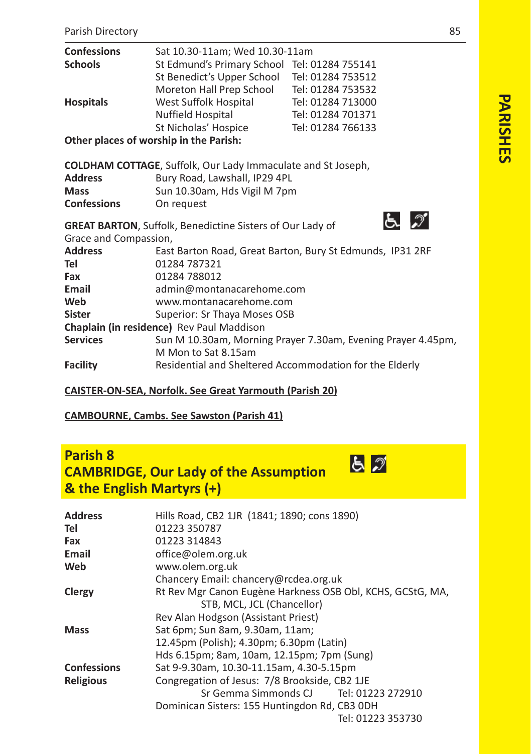| | | |
|---|---|---|
| **Confessions** | Sat 10.30-11am; Wed 10.30-11am | |
| **Schools** | St Edmund's Primary School | Tel: 01284 755141 |
| | St Benedict's Upper School | Tel: 01284 753512 |
| | Moreton Hall Prep School | Tel: 01284 753532 |
| **Hospitals** | West Suffolk Hospital | Tel: 01284 713000 |
| | Nuffield Hospital | Tel: 01284 701371 |
| | St Nicholas' Hospice | Tel: 01284 766133 |

**Other places of worship in the Parish:**

**COLDHAM COTTAGE**, Suffolk, Our Lady Immaculate and St Joseph,

**Address** Bury Road, Lawshall, IP29 4PL
**Mass** Sun 10.30am, Hds Vigil M 7pm
**Confessions** On request

**GREAT BARTON**, Suffolk, Benedictine Sisters of Our Lady of Grace and Compassion,

**Address** East Barton Road, Great Barton, Bury St Edmunds, IP31 2RF
**Tel** 01284 787321
**Fax** 01284 788012
**Email** admin@montanacarehome.com
**Web** www.montanacarehome.com
**Sister** Superior: Sr Thaya Moses OSB
**Chaplain (in residence)** Rev Paul Maddison
**Services** Sun M 10.30am, Morning Prayer 7.30am, Evening Prayer 4.45pm, M Mon to Sat 8.15am
**Facility** Residential and Sheltered Accommodation for the Elderly

**CAISTER-ON-SEA, Norfolk. See Great Yarmouth (Parish 20)**

**CAMBOURNE, Cambs. See Sawston (Parish 41)**

## Parish 8
## CAMBRIDGE, Our Lady of the Assumption & the English Martyrs (+)

**Address** Hills Road, CB2 1JR (1841; 1890; cons 1890)
**Tel** 01223 350787
**Fax** 01223 314843
**Email** office@olem.org.uk
**Web** www.olem.org.uk
Chancery Email: chancery@rcdea.org.uk
**Clergy** Rt Rev Mgr Canon Eugène Harkness OSB Obl, KCHS, GCStG, MA, STB, MCL, JCL (Chancellor)
Rev Alan Hodgson (Assistant Priest)
**Mass** Sat 6pm; Sun 8am, 9.30am, 11am; 12.45pm (Polish); 4.30pm; 6.30pm (Latin)
Hds 6.15pm; 8am, 10am, 12.15pm; 7pm (Sung)
**Confessions** Sat 9-9.30am, 10.30-11.15am, 4.30-5.15pm
**Religious** Congregation of Jesus: 7/8 Brookside, CB2 1JE
Sr Gemma Simmonds CJ Tel: 01223 272910
Dominican Sisters: 155 Huntingdon Rd, CB3 0DH
Tel: 01223 353730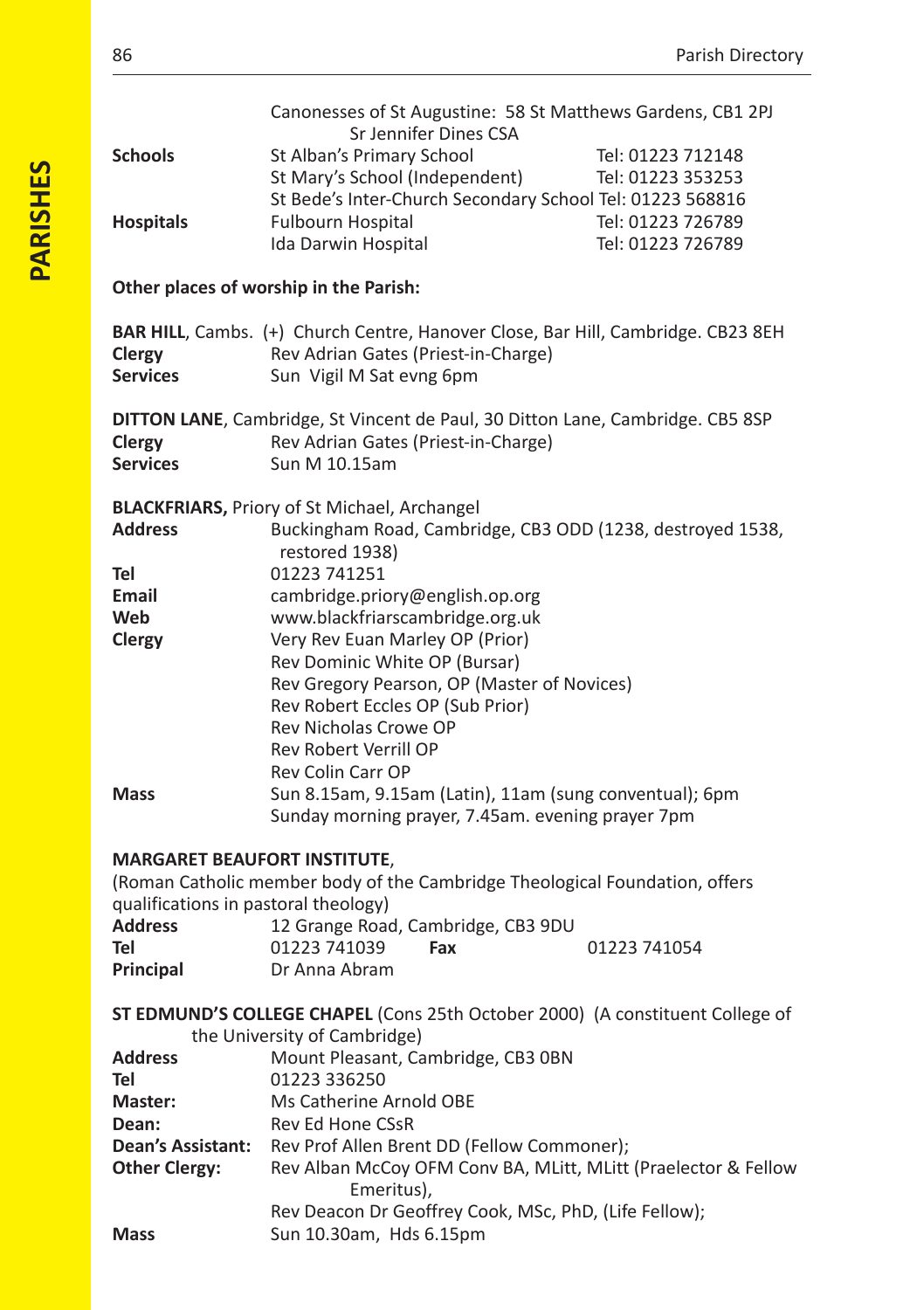Canonesses of St Augustine: 58 St Matthews Gardens, CB1 2PJ
Sr Jennifer Dines CSA

| | | |
|---|---|---|
| **Schools** | St Alban's Primary School | Tel: 01223 712148 |
| | St Mary's School (Independent) | Tel: 01223 353253 |
| | St Bede's Inter-Church Secondary School | Tel: 01223 568816 |
| **Hospitals** | Fulbourn Hospital | Tel: 01223 726789 |
| | Ida Darwin Hospital | Tel: 01223 726789 |

**Other places of worship in the Parish:**

**BAR HILL**, Cambs. (+) Church Centre, Hanover Close, Bar Hill, Cambridge. CB23 8EH

**Clergy** Rev Adrian Gates (Priest-in-Charge)
**Services** Sun Vigil M Sat evng 6pm

**DITTON LANE**, Cambridge, St Vincent de Paul, 30 Ditton Lane, Cambridge. CB5 8SP

**Clergy** Rev Adrian Gates (Priest-in-Charge)
**Services** Sun M 10.15am

**BLACKFRIARS,** Priory of St Michael, Archangel

**Address** Buckingham Road, Cambridge, CB3 ODD (1238, destroyed 1538, restored 1938)
**Tel** 01223 741251
**Email** cambridge.priory@english.op.org
**Web** www.blackfriarscambridge.org.uk
**Clergy** Very Rev Euan Marley OP (Prior)
Rev Dominic White OP (Bursar)
Rev Gregory Pearson, OP (Master of Novices)
Rev Robert Eccles OP (Sub Prior)
Rev Nicholas Crowe OP
Rev Robert Verrill OP
Rev Colin Carr OP
**Mass** Sun 8.15am, 9.15am (Latin), 11am (sung conventual); 6pm
Sunday morning prayer, 7.45am. evening prayer 7pm

**MARGARET BEAUFORT INSTITUTE**,
(Roman Catholic member body of the Cambridge Theological Foundation, offers qualifications in pastoral theology)

**Address** 12 Grange Road, Cambridge, CB3 9DU
**Tel** 01223 741039 **Fax** 01223 741054
**Principal** Dr Anna Abram

**ST EDMUND'S COLLEGE CHAPEL** (Cons 25th October 2000) (A constituent College of the University of Cambridge)

**Address** Mount Pleasant, Cambridge, CB3 0BN
**Tel** 01223 336250
**Master:** Ms Catherine Arnold OBE
**Dean:** Rev Ed Hone CSsR
**Dean's Assistant:** Rev Prof Allen Brent DD (Fellow Commoner);
**Other Clergy:** Rev Alban McCoy OFM Conv BA, MLitt, MLitt (Praelector & Fellow Emeritus),
Rev Deacon Dr Geoffrey Cook, MSc, PhD, (Life Fellow);
**Mass** Sun 10.30am, Hds 6.15pm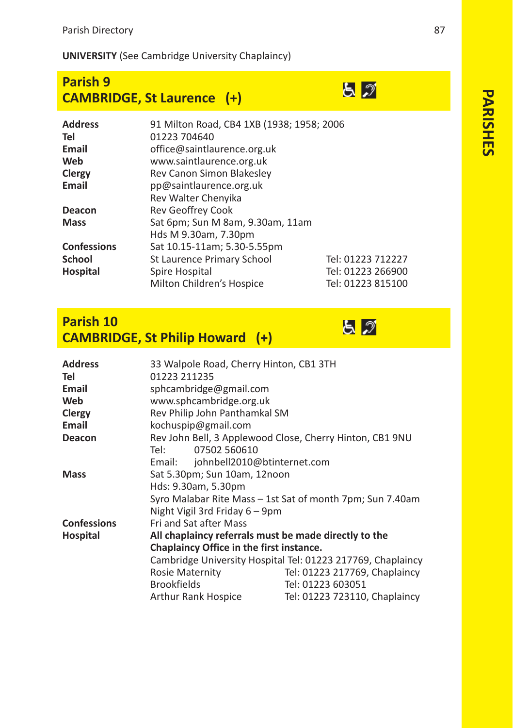**UNIVERSITY** (See Cambridge University Chaplaincy)

## Parish 9
## CAMBRIDGE, St Laurence (+)

| | | |
|---|---|---|
| **Address** | 91 Milton Road, CB4 1XB (1938; 1958; 2006 | |
| **Tel** | 01223 704640 | |
| **Email** | office@saintlaurence.org.uk | |
| **Web** | www.saintlaurence.org.uk | |
| **Clergy** | Rev Canon Simon Blakesley | |
| **Email** | pp@saintlaurence.org.uk | |
| | Rev Walter Chenyika | |
| **Deacon** | Rev Geoffrey Cook | |
| **Mass** | Sat 6pm; Sun M 8am, 9.30am, 11am | |
| | Hds M 9.30am, 7.30pm | |
| **Confessions** | Sat 10.15-11am; 5.30-5.55pm | |
| **School** | St Laurence Primary School | Tel: 01223 712227 |
| **Hospital** | Spire Hospital | Tel: 01223 266900 |
| | Milton Children's Hospice | Tel: 01223 815100 |

## Parish 10
## CAMBRIDGE, St Philip Howard (+)

| | | |
|---|---|---|
| **Address** | 33 Walpole Road, Cherry Hinton, CB1 3TH | |
| **Tel** | 01223 211235 | |
| **Email** | sphcambridge@gmail.com | |
| **Web** | www.sphcambridge.org.uk | |
| **Clergy** | Rev Philip John Panthamkal SM | |
| **Email** | kochuspip@gmail.com | |
| **Deacon** | Rev John Bell, 3 Applewood Close, Cherry Hinton, CB1 9NU | |
| | Tel: 07502 560610 | |
| | Email: johnbell2010@btinternet.com | |
| **Mass** | Sat 5.30pm; Sun 10am, 12noon | |
| | Hds: 9.30am, 5.30pm | |
| | Syro Malabar Rite Mass – 1st Sat of month 7pm; Sun 7.40am | |
| | Night Vigil 3rd Friday 6 – 9pm | |
| **Confessions** | Fri and Sat after Mass | |
| **Hospital** | **All chaplaincy referrals must be made directly to the Chaplaincy Office in the first instance.** | |
| | Cambridge University Hospital | Tel: 01223 217769, Chaplaincy |
| | Rosie Maternity | Tel: 01223 217769, Chaplaincy |
| | Brookfields | Tel: 01223 603051 |
| | Arthur Rank Hospice | Tel: 01223 723110, Chaplaincy |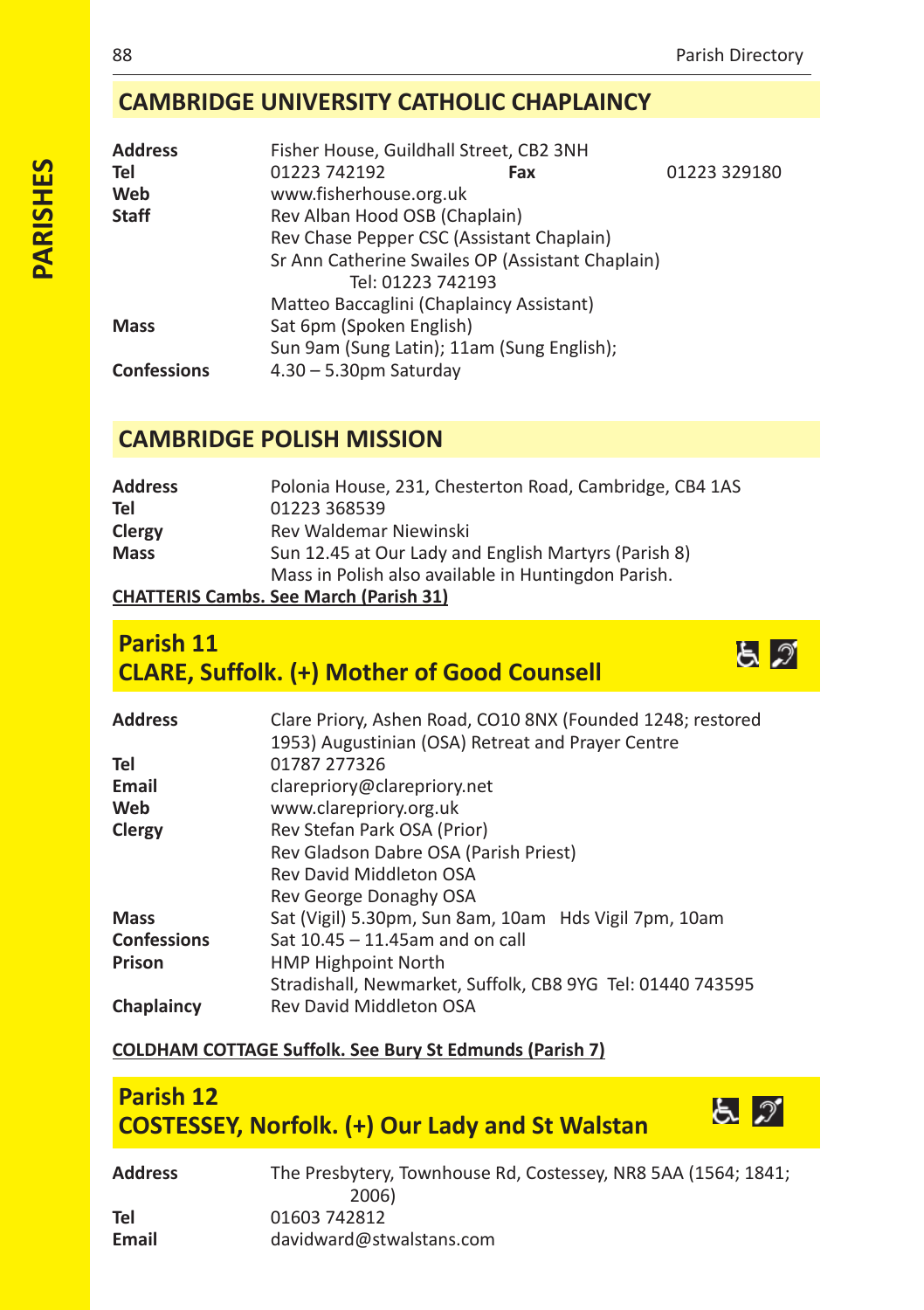## CAMBRIDGE UNIVERSITY CATHOLIC CHAPLAINCY

| | | | |
|---|---|---|---|
| **Address** | Fisher House, Guildhall Street, CB2 3NH | | |
| **Tel** | 01223 742192 | **Fax** | 01223 329180 |
| **Web** | www.fisherhouse.org.uk | | |
| **Staff** | Rev Alban Hood OSB (Chaplain) | | |
| | Rev Chase Pepper CSC (Assistant Chaplain) | | |
| | Sr Ann Catherine Swailes OP (Assistant Chaplain) Tel: 01223 742193 | | |
| | Matteo Baccaglini (Chaplaincy Assistant) | | |
| **Mass** | Sat 6pm (Spoken English) | | |
| | Sun 9am (Sung Latin); 11am (Sung English); | | |
| **Confessions** | 4.30 – 5.30pm Saturday | | |

## CAMBRIDGE POLISH MISSION

| | |
|---|---|
| **Address** | Polonia House, 231, Chesterton Road, Cambridge, CB4 1AS |
| **Tel** | 01223 368539 |
| **Clergy** | Rev Waldemar Niewinski |
| **Mass** | Sun 12.45 at Our Lady and English Martyrs (Parish 8) |
| | Mass in Polish also available in Huntingdon Parish. |

**CHATTERIS Cambs. See March (Parish 31)**

## Parish 11
## CLARE, Suffolk. (+) Mother of Good Counsell

| | |
|---|---|
| **Address** | Clare Priory, Ashen Road, CO10 8NX (Founded 1248; restored 1953) Augustinian (OSA) Retreat and Prayer Centre |
| **Tel** | 01787 277326 |
| **Email** | clarepriory@clarepriory.net |
| **Web** | www.clarepriory.org.uk |
| **Clergy** | Rev Stefan Park OSA (Prior) |
| | Rev Gladson Dabre OSA (Parish Priest) |
| | Rev David Middleton OSA |
| | Rev George Donaghy OSA |
| **Mass** | Sat (Vigil) 5.30pm, Sun 8am, 10am Hds Vigil 7pm, 10am |
| **Confessions** | Sat 10.45 – 11.45am and on call |
| **Prison** | HMP Highpoint North |
| | Stradishall, Newmarket, Suffolk, CB8 9YG Tel: 01440 743595 |
| **Chaplaincy** | Rev David Middleton OSA |

**COLDHAM COTTAGE Suffolk. See Bury St Edmunds (Parish 7)**

## Parish 12
## COSTESSEY, Norfolk. (+) Our Lady and St Walstan

| | |
|---|---|
| **Address** | The Presbytery, Townhouse Rd, Costessey, NR8 5AA (1564; 1841; 2006) |
| **Tel** | 01603 742812 |
| **Email** | davidward@stwalstans.com |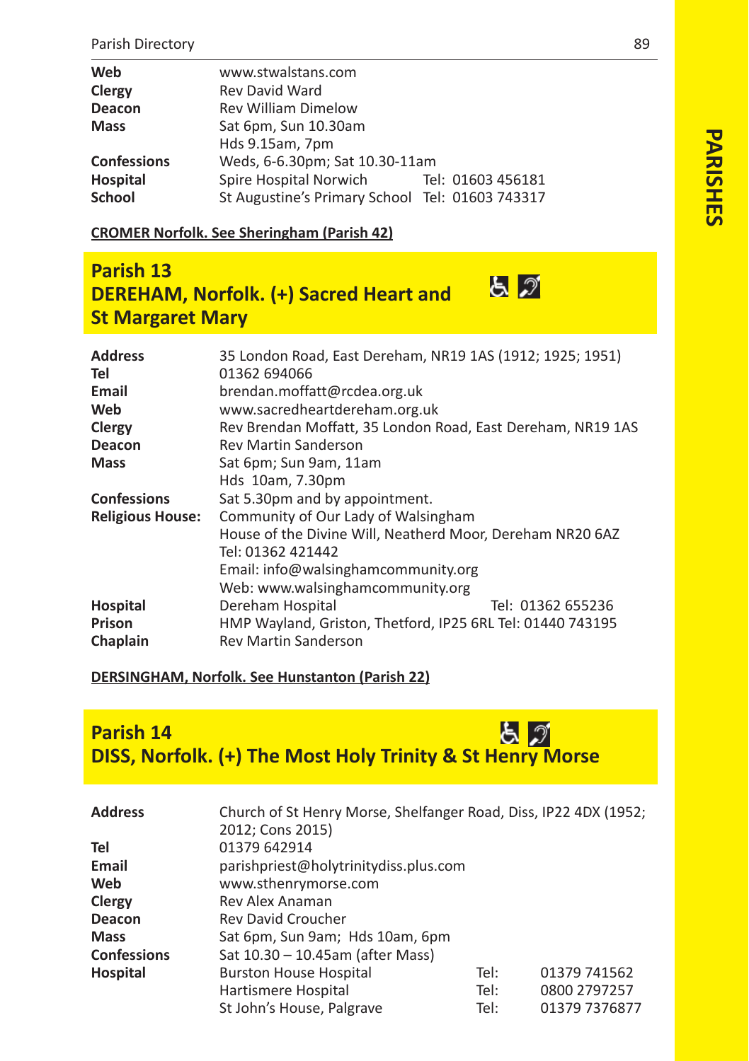| | |
|---|---|
| **Web** | www.stwalstans.com |
| **Clergy** | Rev David Ward |
| **Deacon** | Rev William Dimelow |
| **Mass** | Sat 6pm, Sun 10.30am<br>Hds 9.15am, 7pm |
| **Confessions** | Weds, 6-6.30pm; Sat 10.30-11am |
| **Hospital** | Spire Hospital Norwich Tel: 01603 456181 |
| **School** | St Augustine's Primary School Tel: 01603 743317 |

**CROMER Norfolk. See Sheringham (Parish 42)**

## Parish 13
## DEREHAM, Norfolk. (+) Sacred Heart and St Margaret Mary

| | |
|---|---|
| **Address** | 35 London Road, East Dereham, NR19 1AS (1912; 1925; 1951) |
| **Tel** | 01362 694066 |
| **Email** | brendan.moffatt@rcdea.org.uk |
| **Web** | www.sacredheartdereham.org.uk |
| **Clergy** | Rev Brendan Moffatt, 35 London Road, East Dereham, NR19 1AS |
| **Deacon** | Rev Martin Sanderson |
| **Mass** | Sat 6pm; Sun 9am, 11am<br>Hds 10am, 7.30pm |
| **Confessions** | Sat 5.30pm and by appointment. |
| **Religious House:** | Community of Our Lady of Walsingham<br>House of the Divine Will, Neatherd Moor, Dereham NR20 6AZ<br>Tel: 01362 421442<br>Email: info@walsinghamcommunity.org<br>Web: www.walsinghamcommunity.org |
| **Hospital** | Dereham Hospital Tel: 01362 655236 |
| **Prison** | HMP Wayland, Griston, Thetford, IP25 6RL Tel: 01440 743195 |
| **Chaplain** | Rev Martin Sanderson |

**DERSINGHAM, Norfolk. See Hunstanton (Parish 22)**

## Parish 14
## DISS, Norfolk. (+) The Most Holy Trinity & St Henry Morse

| | | | |
|---|---|---|---|
| **Address** | Church of St Henry Morse, Shelfanger Road, Diss, IP22 4DX (1952; 2012; Cons 2015) | | |
| **Tel** | 01379 642914 | | |
| **Email** | parishpriest@holytrinitydiss.plus.com | | |
| **Web** | www.sthenrymorse.com | | |
| **Clergy** | Rev Alex Anaman | | |
| **Deacon** | Rev David Croucher | | |
| **Mass** | Sat 6pm, Sun 9am; Hds 10am, 6pm | | |
| **Confessions** | Sat 10.30 – 10.45am (after Mass) | | |
| **Hospital** | Burston House Hospital | Tel: | 01379 741562 |
| | Hartismere Hospital | Tel: | 0800 2797257 |
| | St John's House, Palgrave | Tel: | 01379 7376877 |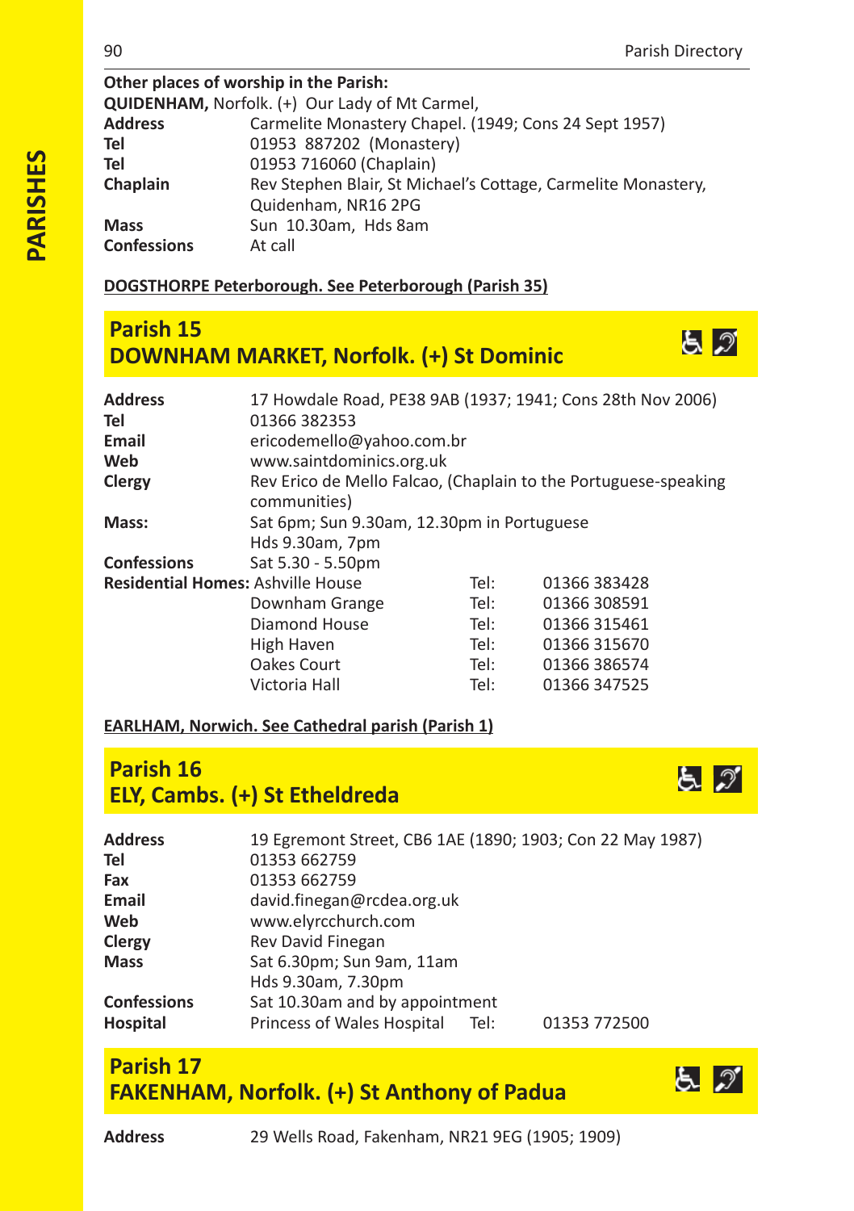**Other places of worship in the Parish:**

**QUIDENHAM,** Norfolk. (+) Our Lady of Mt Carmel,

| | |
|---|---|
| **Address** | Carmelite Monastery Chapel. (1949; Cons 24 Sept 1957) |
| **Tel** | 01953 887202 (Monastery) |
| **Tel** | 01953 716060 (Chaplain) |
| **Chaplain** | Rev Stephen Blair, St Michael's Cottage, Carmelite Monastery, Quidenham, NR16 2PG |
| **Mass** | Sun 10.30am, Hds 8am |
| **Confessions** | At call |

**DOGSTHORPE Peterborough. See Peterborough (Parish 35)**

## Parish 15
## DOWNHAM MARKET, Norfolk. (+) St Dominic

| | | | |
|---|---|---|---|
| **Address** | 17 Howdale Road, PE38 9AB (1937; 1941; Cons 28th Nov 2006) | | |
| **Tel** | 01366 382353 | | |
| **Email** | ericodemello@yahoo.com.br | | |
| **Web** | www.saintdominics.org.uk | | |
| **Clergy** | Rev Erico de Mello Falcao, (Chaplain to the Portuguese-speaking communities) | | |
| **Mass:** | Sat 6pm; Sun 9.30am, 12.30pm in Portuguese<br>Hds 9.30am, 7pm | | |
| **Confessions** | Sat 5.30 - 5.50pm | | |
| **Residential Homes:** | Ashville House | Tel: | 01366 383428 |
| | Downham Grange | Tel: | 01366 308591 |
| | Diamond House | Tel: | 01366 315461 |
| | High Haven | Tel: | 01366 315670 |
| | Oakes Court | Tel: | 01366 386574 |
| | Victoria Hall | Tel: | 01366 347525 |

**EARLHAM, Norwich. See Cathedral parish (Parish 1)**

## Parish 16
## ELY, Cambs. (+) St Etheldreda

| | | | |
|---|---|---|---|
| **Address** | 19 Egremont Street, CB6 1AE (1890; 1903; Con 22 May 1987) | | |
| **Tel** | 01353 662759 | | |
| **Fax** | 01353 662759 | | |
| **Email** | david.finegan@rcdea.org.uk | | |
| **Web** | www.elyrcchurch.com | | |
| **Clergy** | Rev David Finegan | | |
| **Mass** | Sat 6.30pm; Sun 9am, 11am<br>Hds 9.30am, 7.30pm | | |
| **Confessions** | Sat 10.30am and by appointment | | |
| **Hospital** | Princess of Wales Hospital | Tel: | 01353 772500 |

## Parish 17
## FAKENHAM, Norfolk. (+) St Anthony of Padua

| | |
|---|---|
| **Address** | 29 Wells Road, Fakenham, NR21 9EG (1905; 1909) |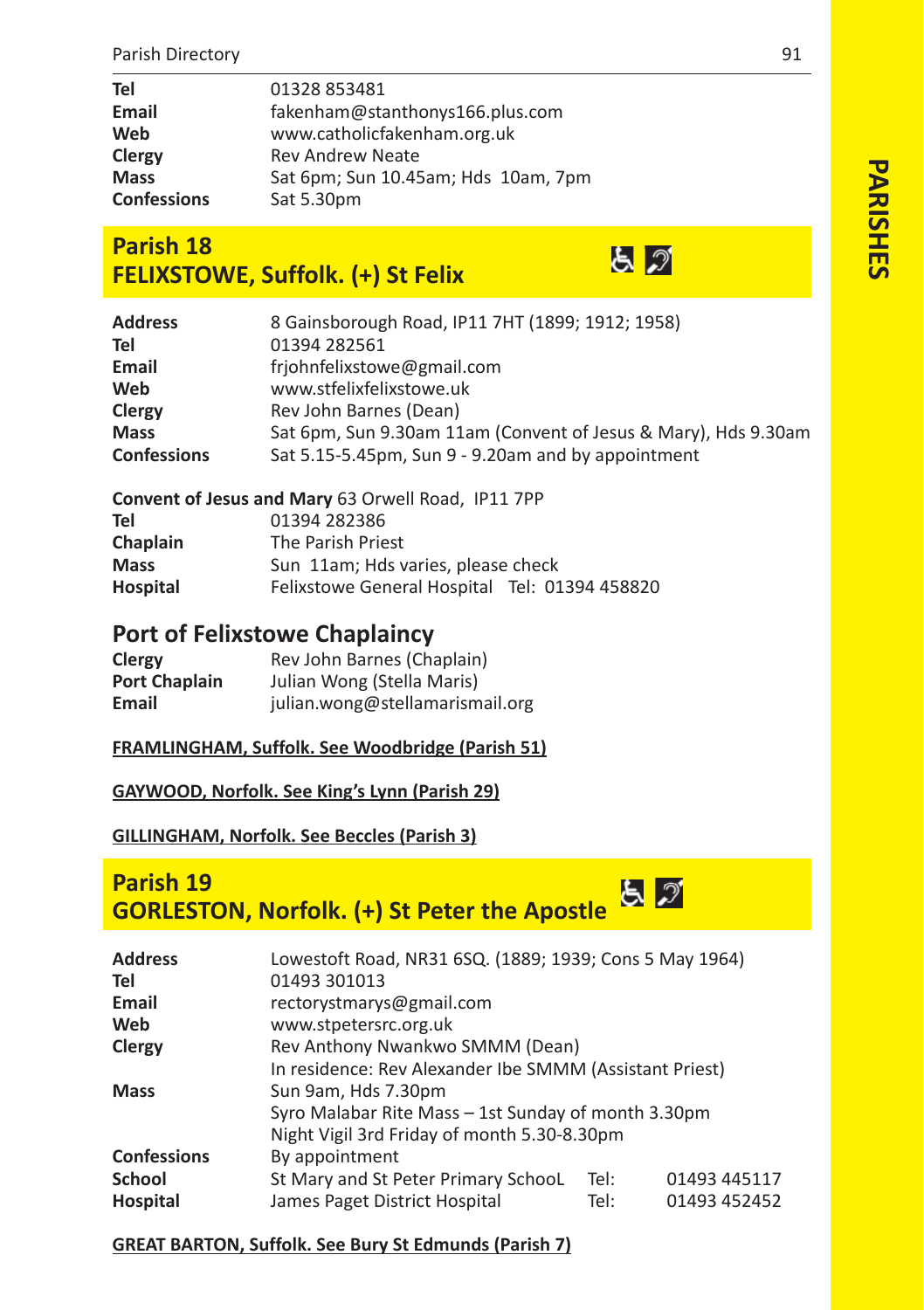| | |
|---|---|
| **Tel** | 01328 853481 |
| **Email** | fakenham@stanthonys166.plus.com |
| **Web** | www.catholicfakenham.org.uk |
| **Clergy** | Rev Andrew Neate |
| **Mass** | Sat 6pm; Sun 10.45am; Hds 10am, 7pm |
| **Confessions** | Sat 5.30pm |

## Parish 18
## FELIXSTOWE, Suffolk. (+) St Felix

| | |
|---|---|
| **Address** | 8 Gainsborough Road, IP11 7HT (1899; 1912; 1958) |
| **Tel** | 01394 282561 |
| **Email** | frjohnfelixstowe@gmail.com |
| **Web** | www.stfelixfelixstowe.uk |
| **Clergy** | Rev John Barnes (Dean) |
| **Mass** | Sat 6pm, Sun 9.30am 11am (Convent of Jesus & Mary), Hds 9.30am |
| **Confessions** | Sat 5.15-5.45pm, Sun 9 - 9.20am and by appointment |

**Convent of Jesus and Mary** 63 Orwell Road, IP11 7PP

| | |
|---|---|
| **Tel** | 01394 282386 |
| **Chaplain** | The Parish Priest |
| **Mass** | Sun 11am; Hds varies, please check |
| **Hospital** | Felixstowe General Hospital Tel: 01394 458820 |

## Port of Felixstowe Chaplaincy

| | |
|---|---|
| **Clergy** | Rev John Barnes (Chaplain) |
| **Port Chaplain** | Julian Wong (Stella Maris) |
| **Email** | julian.wong@stellamarismail.org |

**FRAMLINGHAM, Suffolk. See Woodbridge (Parish 51)**

**GAYWOOD, Norfolk. See King's Lynn (Parish 29)**

**GILLINGHAM, Norfolk. See Beccles (Parish 3)**

## Parish 19
## GORLESTON, Norfolk. (+) St Peter the Apostle

| | | | |
|---|---|---|---|
| **Address** | Lowestoft Road, NR31 6SQ. (1889; 1939; Cons 5 May 1964) | | |
| **Tel** | 01493 301013 | | |
| **Email** | rectorystmarys@gmail.com | | |
| **Web** | www.stpetersrc.org.uk | | |
| **Clergy** | Rev Anthony Nwankwo SMMM (Dean) | | |
| | In residence: Rev Alexander Ibe SMMM (Assistant Priest) | | |
| **Mass** | Sun 9am, Hds 7.30pm | | |
| | Syro Malabar Rite Mass – 1st Sunday of month 3.30pm | | |
| | Night Vigil 3rd Friday of month 5.30-8.30pm | | |
| **Confessions** | By appointment | | |
| **School** | St Mary and St Peter Primary SchooL | Tel: | 01493 445117 |
| **Hospital** | James Paget District Hospital | Tel: | 01493 452452 |

**GREAT BARTON, Suffolk. See Bury St Edmunds (Parish 7)**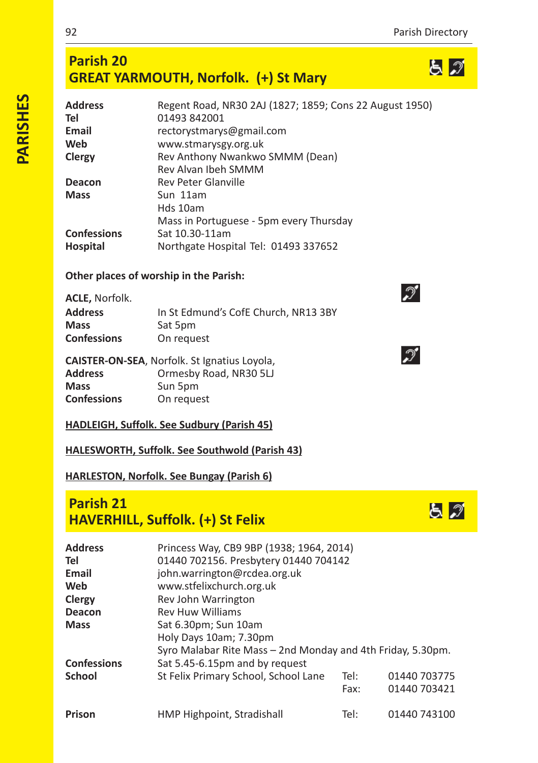## Parish 20
## GREAT YARMOUTH, Norfolk. (+) St Mary

| | |
|---|---|
| **Address** | Regent Road, NR30 2AJ (1827; 1859; Cons 22 August 1950) |
| **Tel** | 01493 842001 |
| **Email** | rectorystmarys@gmail.com |
| **Web** | www.stmarysgy.org.uk |
| **Clergy** | Rev Anthony Nwankwo SMMM (Dean) |
| | Rev Alvan Ibeh SMMM |
| **Deacon** | Rev Peter Glanville |
| **Mass** | Sun 11am |
| | Hds 10am |
| | Mass in Portuguese - 5pm every Thursday |
| **Confessions** | Sat 10.30-11am |
| **Hospital** | Northgate Hospital Tel: 01493 337652 |

**Other places of worship in the Parish:**

**ACLE,** Norfolk.

| | |
|---|---|
| **Address** | In St Edmund's CofE Church, NR13 3BY |
| **Mass** | Sat 5pm |
| **Confessions** | On request |

**CAISTER-ON-SEA**, Norfolk. St Ignatius Loyola,

| | |
|---|---|
| **Address** | Ormesby Road, NR30 5LJ |
| **Mass** | Sun 5pm |
| **Confessions** | On request |

**HADLEIGH, Suffolk. See Sudbury (Parish 45)**

**HALESWORTH, Suffolk. See Southwold (Parish 43)**

**HARLESTON, Norfolk. See Bungay (Parish 6)**

## Parish 21
## HAVERHILL, Suffolk. (+) St Felix

| | | | |
|---|---|---|---|
| **Address** | Princess Way, CB9 9BP (1938; 1964, 2014) | | |
| **Tel** | 01440 702156. Presbytery 01440 704142 | | |
| **Email** | john.warrington@rcdea.org.uk | | |
| **Web** | www.stfelixchurch.org.uk | | |
| **Clergy** | Rev John Warrington | | |
| **Deacon** | Rev Huw Williams | | |
| **Mass** | Sat 6.30pm; Sun 10am | | |
| | Holy Days 10am; 7.30pm | | |
| | Syro Malabar Rite Mass – 2nd Monday and 4th Friday, 5.30pm. | | |
| **Confessions** | Sat 5.45-6.15pm and by request | | |
| **School** | St Felix Primary School, School Lane | Tel: | 01440 703775 |
| | | Fax: | 01440 703421 |
| **Prison** | HMP Highpoint, Stradishall | Tel: | 01440 743100 |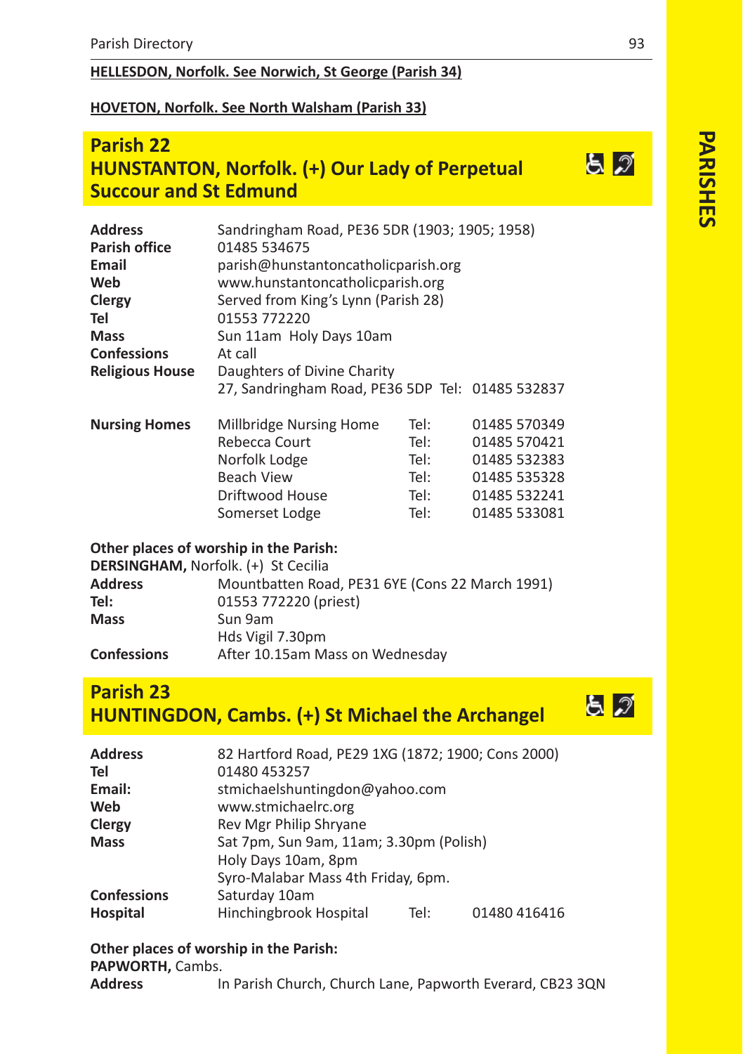**HELLESDON, Norfolk. See Norwich, St George (Parish 34)**

**HOVETON, Norfolk. See North Walsham (Parish 33)**

## Parish 22
## HUNSTANTON, Norfolk. (+) Our Lady of Perpetual Succour and St Edmund

| | |
|---|---|
| **Address** | Sandringham Road, PE36 5DR (1903; 1905; 1958) |
| **Parish office** | 01485 534675 |
| **Email** | parish@hunstantoncatholicparish.org |
| **Web** | www.hunstantoncatholicparish.org |
| **Clergy** | Served from King's Lynn (Parish 28) |
| **Tel** | 01553 772220 |
| **Mass** | Sun 11am Holy Days 10am |
| **Confessions** | At call |
| **Religious House** | Daughters of Divine Charity |
| | 27, Sandringham Road, PE36 5DP Tel: 01485 532837 |

| | | | |
|---|---|---|---|
| **Nursing Homes** | Millbridge Nursing Home | Tel: | 01485 570349 |
| | Rebecca Court | Tel: | 01485 570421 |
| | Norfolk Lodge | Tel: | 01485 532383 |
| | Beach View | Tel: | 01485 535328 |
| | Driftwood House | Tel: | 01485 532241 |
| | Somerset Lodge | Tel: | 01485 533081 |

**Other places of worship in the Parish:**

**DERSINGHAM,** Norfolk. (+) St Cecilia

| | |
|---|---|
| **Address** | Mountbatten Road, PE31 6YE (Cons 22 March 1991) |
| **Tel:** | 01553 772220 (priest) |
| **Mass** | Sun 9am |
| | Hds Vigil 7.30pm |
| **Confessions** | After 10.15am Mass on Wednesday |

## Parish 23
## HUNTINGDON, Cambs. (+) St Michael the Archangel

| | | | |
|---|---|---|---|
| **Address** | 82 Hartford Road, PE29 1XG (1872; 1900; Cons 2000) | | |
| **Tel** | 01480 453257 | | |
| **Email:** | stmichaelshuntingdon@yahoo.com | | |
| **Web** | www.stmichaelrc.org | | |
| **Clergy** | Rev Mgr Philip Shryane | | |
| **Mass** | Sat 7pm, Sun 9am, 11am; 3.30pm (Polish) | | |
| | Holy Days 10am, 8pm | | |
| | Syro-Malabar Mass 4th Friday, 6pm. | | |
| **Confessions** | Saturday 10am | | |
| **Hospital** | Hinchingbrook Hospital | Tel: | 01480 416416 |

**Other places of worship in the Parish:**

**PAPWORTH,** Cambs.

| | |
|---|---|
| **Address** | In Parish Church, Church Lane, Papworth Everard, CB23 3QN |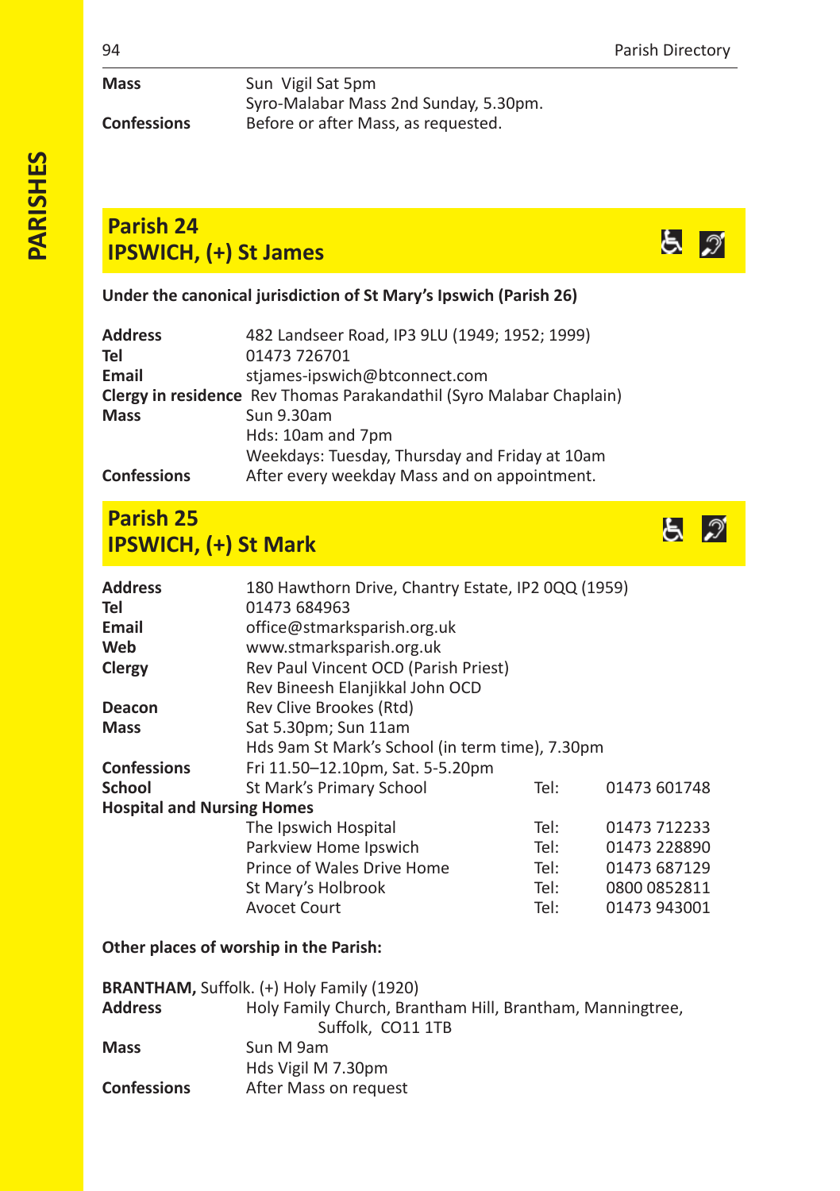**Mass** Sun Vigil Sat 5pm
Syro-Malabar Mass 2nd Sunday, 5.30pm.
**Confessions** Before or after Mass, as requested.

## Parish 24
## IPSWICH, (+) St James

**Under the canonical jurisdiction of St Mary's Ipswich (Parish 26)**

**Address** 482 Landseer Road, IP3 9LU (1949; 1952; 1999)
**Tel** 01473 726701
**Email** stjames-ipswich@btconnect.com
**Clergy in residence** Rev Thomas Parakandathil (Syro Malabar Chaplain)
**Mass** Sun 9.30am
Hds: 10am and 7pm
Weekdays: Tuesday, Thursday and Friday at 10am
**Confessions** After every weekday Mass and on appointment.

## Parish 25
## IPSWICH, (+) St Mark

**Address** 180 Hawthorn Drive, Chantry Estate, IP2 0QQ (1959)
**Tel** 01473 684963
**Email** office@stmarksparish.org.uk
**Web** www.stmarksparish.org.uk
**Clergy** Rev Paul Vincent OCD (Parish Priest)
Rev Bineesh Elanjikkal John OCD
**Deacon** Rev Clive Brookes (Rtd)
**Mass** Sat 5.30pm; Sun 11am
Hds 9am St Mark's School (in term time), 7.30pm
**Confessions** Fri 11.50–12.10pm, Sat. 5-5.20pm
**School** St Mark's Primary School Tel: 01473 601748

**Hospital and Nursing Homes**

| | |
|---|---|
| The Ipswich Hospital | Tel: 01473 712233 |
| Parkview Home Ipswich | Tel: 01473 228890 |
| Prince of Wales Drive Home | Tel: 01473 687129 |
| St Mary's Holbrook | Tel: 0800 0852811 |
| Avocet Court | Tel: 01473 943001 |

**Other places of worship in the Parish:**

**BRANTHAM,** Suffolk. (+) Holy Family (1920)
**Address** Holy Family Church, Brantham Hill, Brantham, Manningtree, Suffolk, CO11 1TB
**Mass** Sun M 9am
Hds Vigil M 7.30pm
**Confessions** After Mass on request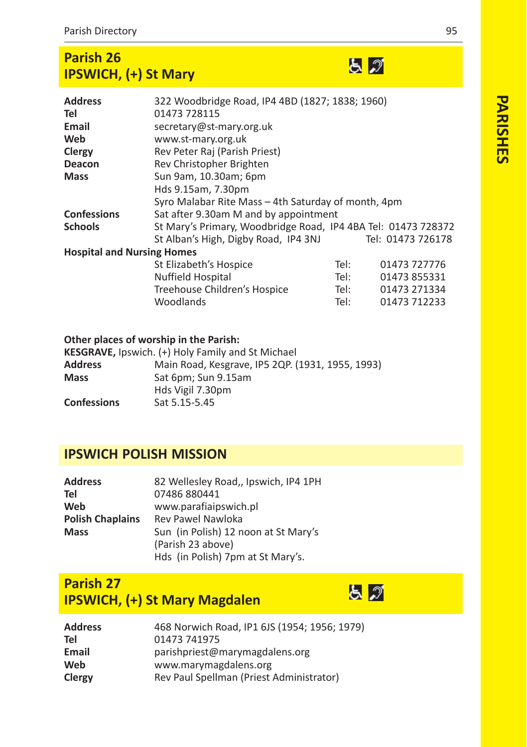## Parish 26
## IPSWICH, (+) St Mary

| | |
|---|---|
| **Address** | 322 Woodbridge Road, IP4 4BD (1827; 1838; 1960) |
| **Tel** | 01473 728115 |
| **Email** | secretary@st-mary.org.uk |
| **Web** | www.st-mary.org.uk |
| **Clergy** | Rev Peter Raj (Parish Priest) |
| **Deacon** | Rev Christopher Brighten |
| **Mass** | Sun 9am, 10.30am; 6pm<br>Hds 9.15am, 7.30pm<br>Syro Malabar Rite Mass – 4th Saturday of month, 4pm |
| **Confessions** | Sat after 9.30am M and by appointment |
| **Schools** | St Mary's Primary, Woodbridge Road, IP4 4BA Tel: 01473 728372<br>St Alban's High, Digby Road, IP4 3NJ Tel: 01473 726178 |

**Hospital and Nursing Homes**

| | | |
|---|---|---|
| St Elizabeth's Hospice | Tel: | 01473 727776 |
| Nuffield Hospital | Tel: | 01473 855331 |
| Treehouse Children's Hospice | Tel: | 01473 271334 |
| Woodlands | Tel: | 01473 712233 |

**Other places of worship in the Parish:**

**KESGRAVE,** Ipswich. (+) Holy Family and St Michael

| | |
|---|---|
| **Address** | Main Road, Kesgrave, IP5 2QP. (1931, 1955, 1993) |
| **Mass** | Sat 6pm; Sun 9.15am<br>Hds Vigil 7.30pm |
| **Confessions** | Sat 5.15-5.45 |

## IPSWICH POLISH MISSION

| | |
|---|---|
| **Address** | 82 Wellesley Road,, Ipswich, IP4 1PH |
| **Tel** | 07486 880441 |
| **Web** | www.parafiaipswich.pl |
| **Polish Chaplains** | Rev Pawel Nawloka |
| **Mass** | Sun (in Polish) 12 noon at St Mary's (Parish 23 above)<br>Hds (in Polish) 7pm at St Mary's. |

## Parish 27
## IPSWICH, (+) St Mary Magdalen

| | |
|---|---|
| **Address** | 468 Norwich Road, IP1 6JS (1954; 1956; 1979) |
| **Tel** | 01473 741975 |
| **Email** | parishpriest@marymagdalens.org |
| **Web** | www.marymagdalens.org |
| **Clergy** | Rev Paul Spellman (Priest Administrator) |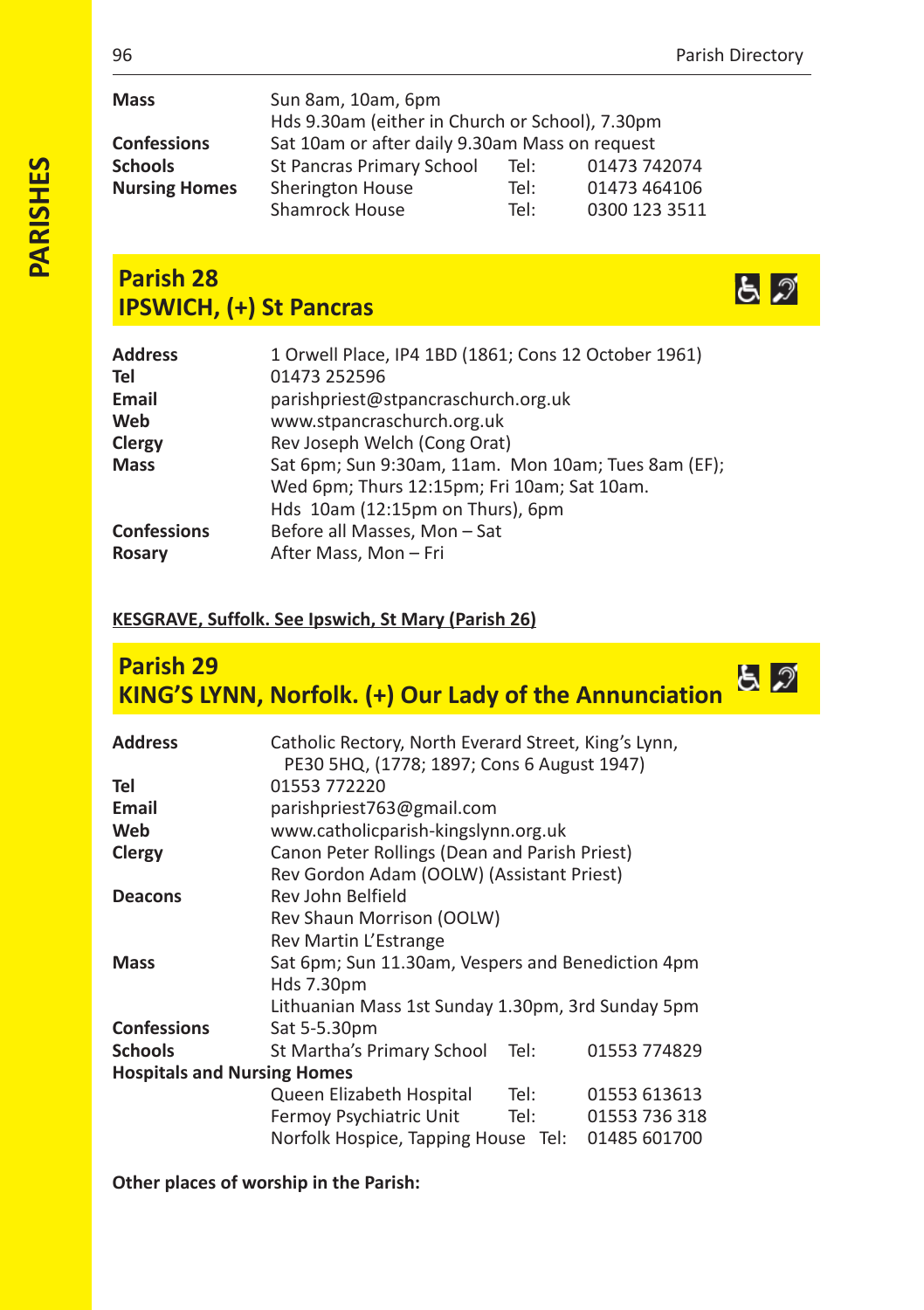| | | | |
|---|---|---|---|
| **Mass** | Sun 8am, 10am, 6pm<br>Hds 9.30am (either in Church or School), 7.30pm | | |
| **Confessions** | Sat 10am or after daily 9.30am Mass on request | | |
| **Schools** | St Pancras Primary School | Tel: | 01473 742074 |
| **Nursing Homes** | Sherington House | Tel: | 01473 464106 |
| | Shamrock House | Tel: | 0300 123 3511 |

## Parish 28
## IPSWICH, (+) St Pancras

| | |
|---|---|
| **Address** | 1 Orwell Place, IP4 1BD (1861; Cons 12 October 1961) |
| **Tel** | 01473 252596 |
| **Email** | parishpriest@stpancraschurch.org.uk |
| **Web** | www.stpancraschurch.org.uk |
| **Clergy** | Rev Joseph Welch (Cong Orat) |
| **Mass** | Sat 6pm; Sun 9:30am, 11am. Mon 10am; Tues 8am (EF);<br>Wed 6pm; Thurs 12:15pm; Fri 10am; Sat 10am.<br>Hds 10am (12:15pm on Thurs), 6pm |
| **Confessions** | Before all Masses, Mon – Sat |
| **Rosary** | After Mass, Mon – Fri |

**KESGRAVE, Suffolk. See Ipswich, St Mary (Parish 26)**

## Parish 29
## KING'S LYNN, Norfolk. (+) Our Lady of the Annunciation

| | | | |
|---|---|---|---|
| **Address** | Catholic Rectory, North Everard Street, King's Lynn,<br>PE30 5HQ, (1778; 1897; Cons 6 August 1947) | | |
| **Tel** | 01553 772220 | | |
| **Email** | parishpriest763@gmail.com | | |
| **Web** | www.catholicparish-kingslynn.org.uk | | |
| **Clergy** | Canon Peter Rollings (Dean and Parish Priest)<br>Rev Gordon Adam (OOLW) (Assistant Priest) | | |
| **Deacons** | Rev John Belfield<br>Rev Shaun Morrison (OOLW)<br>Rev Martin L'Estrange | | |
| **Mass** | Sat 6pm; Sun 11.30am, Vespers and Benediction 4pm<br>Hds 7.30pm<br>Lithuanian Mass 1st Sunday 1.30pm, 3rd Sunday 5pm | | |
| **Confessions** | Sat 5-5.30pm | | |
| **Schools** | St Martha's Primary School | Tel: | 01553 774829 |
| **Hospitals and Nursing Homes** | | | |
| | Queen Elizabeth Hospital | Tel: | 01553 613613 |
| | Fermoy Psychiatric Unit | Tel: | 01553 736 318 |
| | Norfolk Hospice, Tapping House | Tel: | 01485 601700 |

**Other places of worship in the Parish:**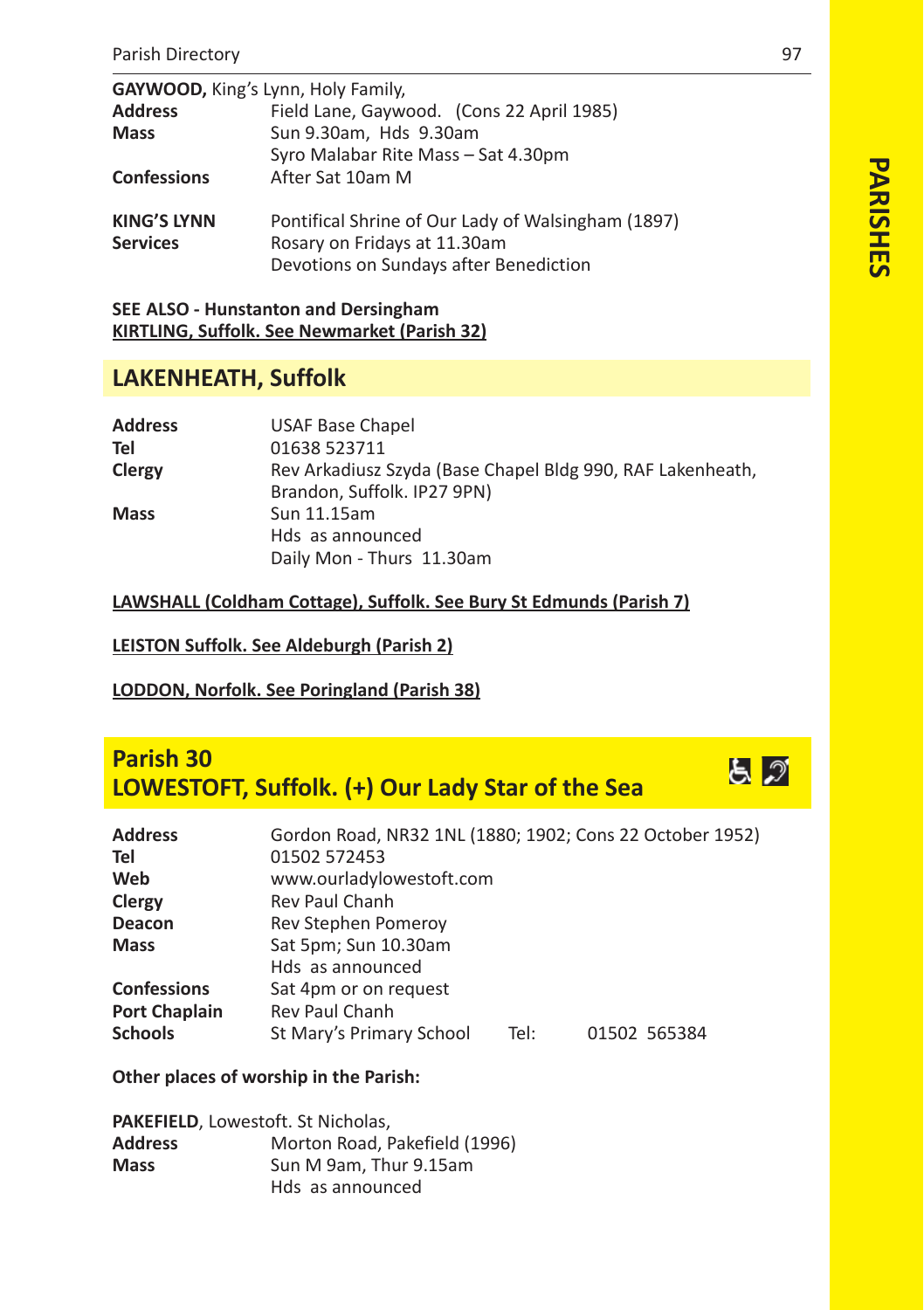**GAYWOOD,** King's Lynn, Holy Family,

| | |
|---|---|
| **Address** | Field Lane, Gaywood. (Cons 22 April 1985) |
| **Mass** | Sun 9.30am, Hds 9.30am |
| | Syro Malabar Rite Mass – Sat 4.30pm |
| **Confessions** | After Sat 10am M |

| | |
|---|---|
| **KING'S LYNN** | Pontifical Shrine of Our Lady of Walsingham (1897) |
| **Services** | Rosary on Fridays at 11.30am |
| | Devotions on Sundays after Benediction |

**SEE ALSO - Hunstanton and Dersingham**
**KIRTLING, Suffolk. See Newmarket (Parish 32)**

## LAKENHEATH, Suffolk

| | |
|---|---|
| **Address** | USAF Base Chapel |
| **Tel** | 01638 523711 |
| **Clergy** | Rev Arkadiusz Szyda (Base Chapel Bldg 990, RAF Lakenheath, Brandon, Suffolk. IP27 9PN) |
| **Mass** | Sun 11.15am |
| | Hds as announced |
| | Daily Mon - Thurs 11.30am |

**LAWSHALL (Coldham Cottage), Suffolk. See Bury St Edmunds (Parish 7)**

**LEISTON Suffolk. See Aldeburgh (Parish 2)**

**LODDON, Norfolk. See Poringland (Parish 38)**

## Parish 30
## LOWESTOFT, Suffolk. (+) Our Lady Star of the Sea

| | | | |
|---|---|---|---|
| **Address** | Gordon Road, NR32 1NL (1880; 1902; Cons 22 October 1952) | | |
| **Tel** | 01502 572453 | | |
| **Web** | www.ourladylowestoft.com | | |
| **Clergy** | Rev Paul Chanh | | |
| **Deacon** | Rev Stephen Pomeroy | | |
| **Mass** | Sat 5pm; Sun 10.30am | | |
| | Hds as announced | | |
| **Confessions** | Sat 4pm or on request | | |
| **Port Chaplain** | Rev Paul Chanh | | |
| **Schools** | St Mary's Primary School | Tel: | 01502 565384 |

**Other places of worship in the Parish:**

**PAKEFIELD**, Lowestoft. St Nicholas,

| | |
|---|---|
| **Address** | Morton Road, Pakefield (1996) |
| **Mass** | Sun M 9am, Thur 9.15am |
| | Hds as announced |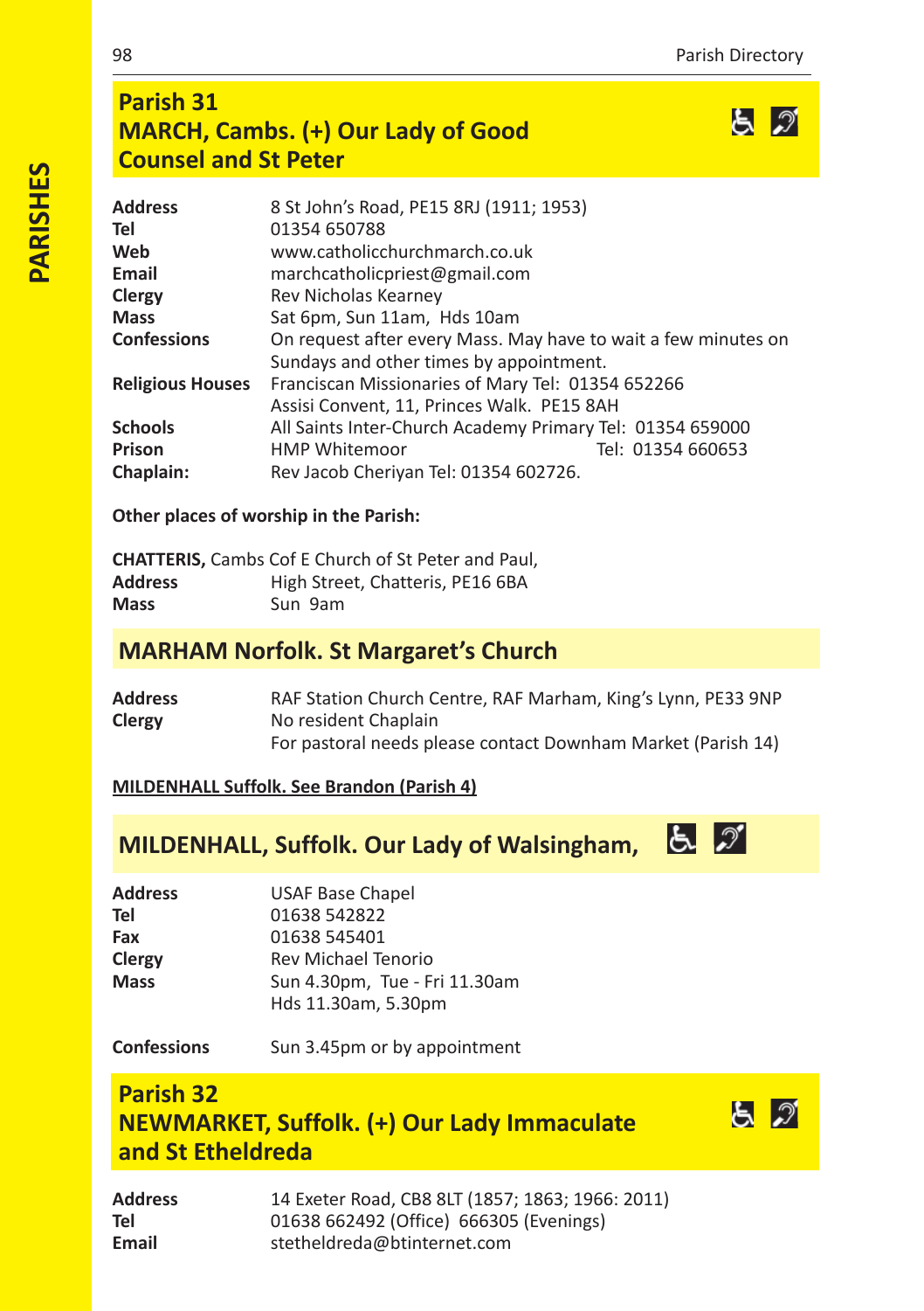## Parish 31
## MARCH, Cambs. (+) Our Lady of Good Counsel and St Peter

**Address** 8 St John's Road, PE15 8RJ (1911; 1953)
**Tel** 01354 650788
**Web** www.catholicchurchmarch.co.uk
**Email** marchcatholicpriest@gmail.com
**Clergy** Rev Nicholas Kearney
**Mass** Sat 6pm, Sun 11am, Hds 10am
**Confessions** On request after every Mass. May have to wait a few minutes on Sundays and other times by appointment.
**Religious Houses** Franciscan Missionaries of Mary Tel: 01354 652266
Assisi Convent, 11, Princes Walk. PE15 8AH
**Schools** All Saints Inter-Church Academy Primary Tel: 01354 659000
**Prison** HMP Whitemoor Tel: 01354 660653
**Chaplain:** Rev Jacob Cheriyan Tel: 01354 602726.

**Other places of worship in the Parish:**

**CHATTERIS,** Cambs Cof E Church of St Peter and Paul,
**Address** High Street, Chatteris, PE16 6BA
**Mass** Sun 9am

## MARHAM Norfolk. St Margaret's Church

**Address** RAF Station Church Centre, RAF Marham, King's Lynn, PE33 9NP
**Clergy** No resident Chaplain
For pastoral needs please contact Downham Market (Parish 14)

**MILDENHALL Suffolk. See Brandon (Parish 4)**

## MILDENHALL, Suffolk. Our Lady of Walsingham,

**Address** USAF Base Chapel
**Tel** 01638 542822
**Fax** 01638 545401
**Clergy** Rev Michael Tenorio
**Mass** Sun 4.30pm, Tue - Fri 11.30am
Hds 11.30am, 5.30pm

**Confessions** Sun 3.45pm or by appointment

## Parish 32
## NEWMARKET, Suffolk. (+) Our Lady Immaculate and St Etheldreda

**Address** 14 Exeter Road, CB8 8LT (1857; 1863; 1966: 2011)
**Tel** 01638 662492 (Office) 666305 (Evenings)
**Email** stetheldreda@btinternet.com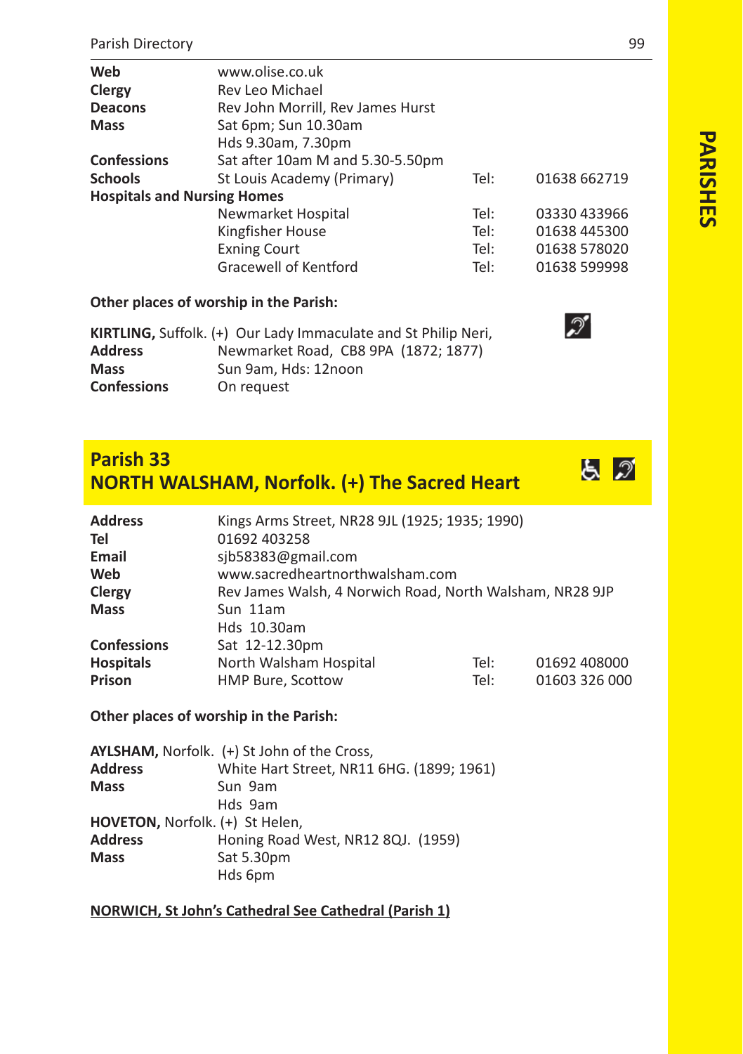| | | | |
|---|---|---|---|
| **Web** | www.olise.co.uk | | |
| **Clergy** | Rev Leo Michael | | |
| **Deacons** | Rev John Morrill, Rev James Hurst | | |
| **Mass** | Sat 6pm; Sun 10.30am<br>Hds 9.30am, 7.30pm | | |
| **Confessions** | Sat after 10am M and 5.30-5.50pm | | |
| **Schools** | St Louis Academy (Primary) | Tel: | 01638 662719 |
| **Hospitals and Nursing Homes** | | | |
| | Newmarket Hospital | Tel: | 03330 433966 |
| | Kingfisher House | Tel: | 01638 445300 |
| | Exning Court | Tel: | 01638 578020 |
| | Gracewell of Kentford | Tel: | 01638 599998 |

**Other places of worship in the Parish:**

**KIRTLING,** Suffolk. (+) Our Lady Immaculate and St Philip Neri,

| | |
|---|---|
| **Address** | Newmarket Road, CB8 9PA (1872; 1877) |
| **Mass** | Sun 9am, Hds: 12noon |
| **Confessions** | On request |

## Parish 33
## NORTH WALSHAM, Norfolk. (+) The Sacred Heart

| | | | |
|---|---|---|---|
| **Address** | Kings Arms Street, NR28 9JL (1925; 1935; 1990) | | |
| **Tel** | 01692 403258 | | |
| **Email** | sjb58383@gmail.com | | |
| **Web** | www.sacredheartnorthwalsham.com | | |
| **Clergy** | Rev James Walsh, 4 Norwich Road, North Walsham, NR28 9JP | | |
| **Mass** | Sun 11am<br>Hds 10.30am | | |
| **Confessions** | Sat 12-12.30pm | | |
| **Hospitals** | North Walsham Hospital | Tel: | 01692 408000 |
| **Prison** | HMP Bure, Scottow | Tel: | 01603 326 000 |

**Other places of worship in the Parish:**

**AYLSHAM,** Norfolk. (+) St John of the Cross,

| | |
|---|---|
| **Address** | White Hart Street, NR11 6HG. (1899; 1961) |
| **Mass** | Sun 9am<br>Hds 9am |

**HOVETON,** Norfolk. (+) St Helen,

| | |
|---|---|
| **Address** | Honing Road West, NR12 8QJ. (1959) |
| **Mass** | Sat 5.30pm<br>Hds 6pm |

**NORWICH, St John's Cathedral See Cathedral (Parish 1)**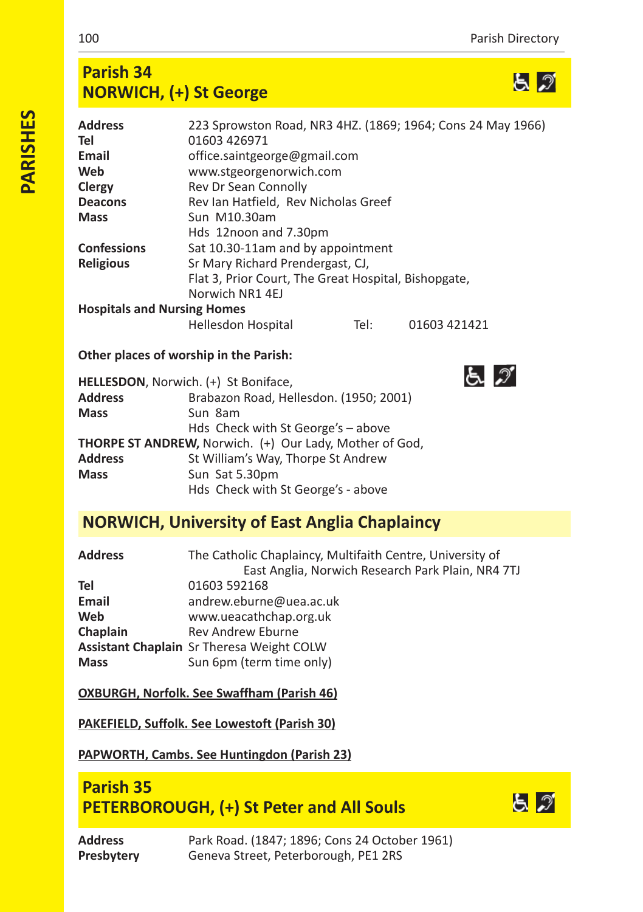## Parish 34
## NORWICH, (+) St George

| | |
|---|---|
| **Address** | 223 Sprowston Road, NR3 4HZ. (1869; 1964; Cons 24 May 1966) |
| **Tel** | 01603 426971 |
| **Email** | office.saintgeorge@gmail.com |
| **Web** | www.stgeorgenorwich.com |
| **Clergy** | Rev Dr Sean Connolly |
| **Deacons** | Rev Ian Hatfield, Rev Nicholas Greef |
| **Mass** | Sun M10.30am<br>Hds 12noon and 7.30pm |
| **Confessions** | Sat 10.30-11am and by appointment |
| **Religious** | Sr Mary Richard Prendergast, CJ,<br>Flat 3, Prior Court, The Great Hospital, Bishopgate, Norwich NR1 4EJ |

**Hospitals and Nursing Homes**

| | | |
|---|---|---|
| Hellesdon Hospital | Tel: | 01603 421421 |

**Other places of worship in the Parish:**

**HELLESDON**, Norwich. (+) St Boniface,

| | |
|---|---|
| **Address** | Brabazon Road, Hellesdon. (1950; 2001) |
| **Mass** | Sun 8am<br>Hds Check with St George's – above |

**THORPE ST ANDREW,** Norwich. (+) Our Lady, Mother of God,

| | |
|---|---|
| **Address** | St William's Way, Thorpe St Andrew |
| **Mass** | Sun Sat 5.30pm<br>Hds Check with St George's - above |

## NORWICH, University of East Anglia Chaplaincy

| | |
|---|---|
| **Address** | The Catholic Chaplaincy, Multifaith Centre, University of East Anglia, Norwich Research Park Plain, NR4 7TJ |
| **Tel** | 01603 592168 |
| **Email** | andrew.eburne@uea.ac.uk |
| **Web** | www.ueacathchap.org.uk |
| **Chaplain** | Rev Andrew Eburne |
| **Assistant Chaplain** | Sr Theresa Weight COLW |
| **Mass** | Sun 6pm (term time only) |

**OXBURGH, Norfolk. See Swaffham (Parish 46)**

**PAKEFIELD, Suffolk. See Lowestoft (Parish 30)**

**PAPWORTH, Cambs. See Huntingdon (Parish 23)**

## Parish 35
## PETERBOROUGH, (+) St Peter and All Souls

| | |
|---|---|
| **Address** | Park Road. (1847; 1896; Cons 24 October 1961) |
| **Presbytery** | Geneva Street, Peterborough, PE1 2RS |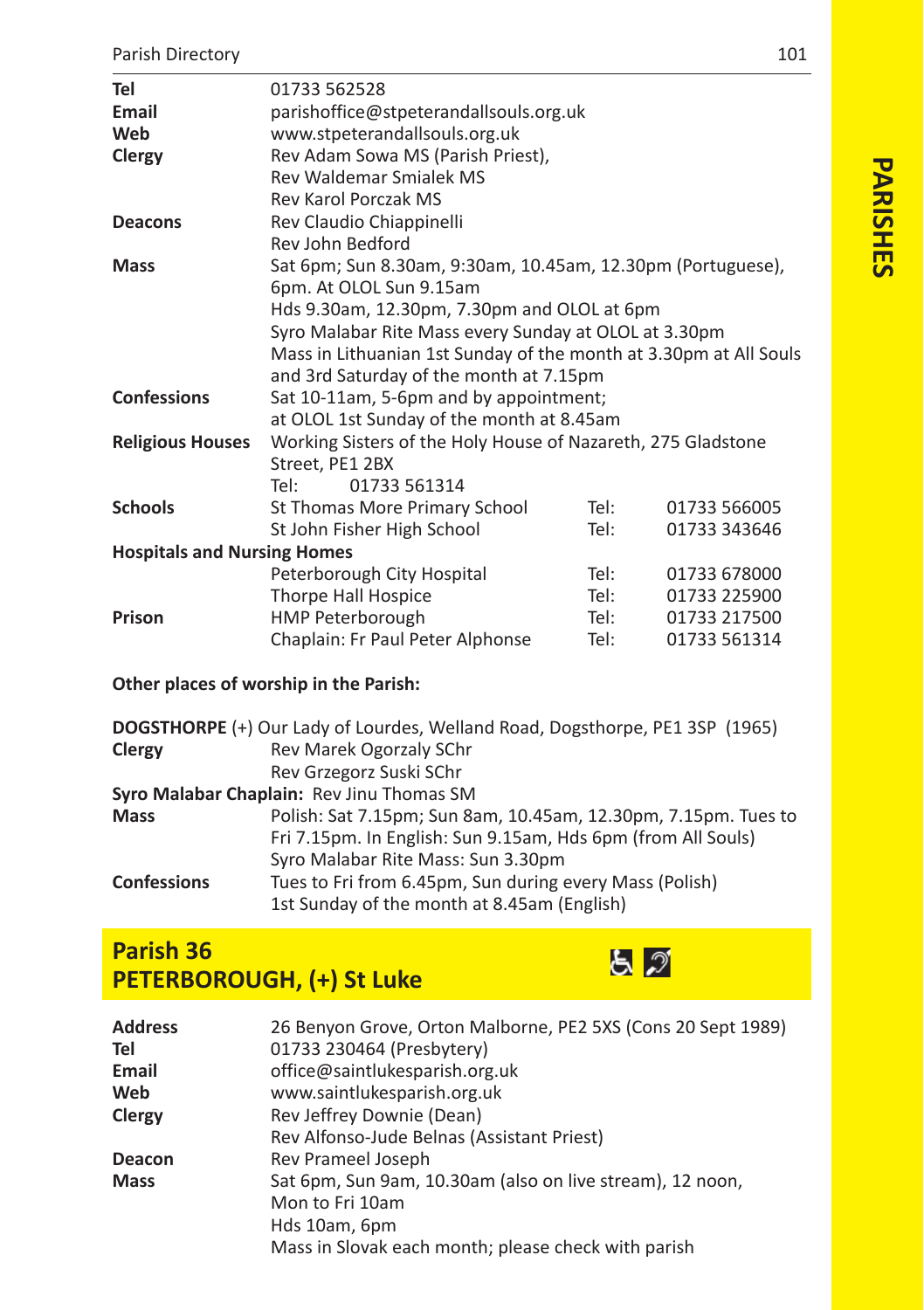| | | | |
|---|---|---|---|
| **Tel** | 01733 562528 | | |
| **Email** | parishoffice@stpeterandallsouls.org.uk | | |
| **Web** | www.stpeterandallsouls.org.uk | | |
| **Clergy** | Rev Adam Sowa MS (Parish Priest),<br>Rev Waldemar Smialek MS<br>Rev Karol Porczak MS | | |
| **Deacons** | Rev Claudio Chiappinelli<br>Rev John Bedford | | |
| **Mass** | Sat 6pm; Sun 8.30am, 9:30am, 10.45am, 12.30pm (Portuguese), 6pm. At OLOL Sun 9.15am<br>Hds 9.30am, 12.30pm, 7.30pm and OLOL at 6pm<br>Syro Malabar Rite Mass every Sunday at OLOL at 3.30pm<br>Mass in Lithuanian 1st Sunday of the month at 3.30pm at All Souls and 3rd Saturday of the month at 7.15pm | | |
| **Confessions** | Sat 10-11am, 5-6pm and by appointment;<br>at OLOL 1st Sunday of the month at 8.45am | | |
| **Religious Houses** | Working Sisters of the Holy House of Nazareth, 275 Gladstone Street, PE1 2BX<br>Tel: 01733 561314 | | |
| **Schools** | St Thomas More Primary School | Tel: | 01733 566005 |
| | St John Fisher High School | Tel: | 01733 343646 |
| **Hospitals and Nursing Homes** | | | |
| | Peterborough City Hospital | Tel: | 01733 678000 |
| | Thorpe Hall Hospice | Tel: | 01733 225900 |
| **Prison** | HMP Peterborough | Tel: | 01733 217500 |
| | Chaplain: Fr Paul Peter Alphonse | Tel: | 01733 561314 |

**Other places of worship in the Parish:**

**DOGSTHORPE** (+) Our Lady of Lourdes, Welland Road, Dogsthorpe, PE1 3SP (1965)

| | |
|---|---|
| **Clergy** | Rev Marek Ogorzaly SChr<br>Rev Grzegorz Suski SChr |
| **Syro Malabar Chaplain:** | Rev Jinu Thomas SM |
| **Mass** | Polish: Sat 7.15pm; Sun 8am, 10.45am, 12.30pm, 7.15pm. Tues to Fri 7.15pm. In English: Sun 9.15am, Hds 6pm (from All Souls)<br>Syro Malabar Rite Mass: Sun 3.30pm |
| **Confessions** | Tues to Fri from 6.45pm, Sun during every Mass (Polish)<br>1st Sunday of the month at 8.45am (English) |

## Parish 36
## PETERBOROUGH, (+) St Luke

| | |
|---|---|
| **Address** | 26 Benyon Grove, Orton Malborne, PE2 5XS (Cons 20 Sept 1989) |
| **Tel** | 01733 230464 (Presbytery) |
| **Email** | office@saintlukesparish.org.uk |
| **Web** | www.saintlukesparish.org.uk |
| **Clergy** | Rev Jeffrey Downie (Dean)<br>Rev Alfonso-Jude Belnas (Assistant Priest) |
| **Deacon** | Rev Prameel Joseph |
| **Mass** | Sat 6pm, Sun 9am, 10.30am (also on live stream), 12 noon, Mon to Fri 10am<br>Hds 10am, 6pm<br>Mass in Slovak each month; please check with parish |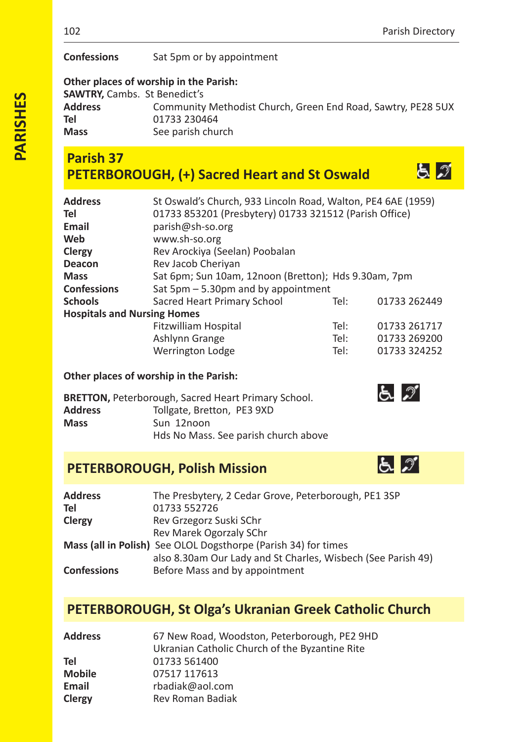**Confessions** Sat 5pm or by appointment

**Other places of worship in the Parish:**

**SAWTRY,** Cambs. St Benedict's

| | |
|---|---|
| **Address** | Community Methodist Church, Green End Road, Sawtry, PE28 5UX |
| **Tel** | 01733 230464 |
| **Mass** | See parish church |

## Parish 37
## PETERBOROUGH, (+) Sacred Heart and St Oswald

| | | | |
|---|---|---|---|
| **Address** | St Oswald's Church, 933 Lincoln Road, Walton, PE4 6AE (1959) | | |
| **Tel** | 01733 853201 (Presbytery) 01733 321512 (Parish Office) | | |
| **Email** | parish@sh-so.org | | |
| **Web** | www.sh-so.org | | |
| **Clergy** | Rev Arockiya (Seelan) Poobalan | | |
| **Deacon** | Rev Jacob Cheriyan | | |
| **Mass** | Sat 6pm; Sun 10am, 12noon (Bretton); Hds 9.30am, 7pm | | |
| **Confessions** | Sat 5pm – 5.30pm and by appointment | | |
| **Schools** | Sacred Heart Primary School | Tel: | 01733 262449 |
| **Hospitals and Nursing Homes** | | | |
| | Fitzwilliam Hospital | Tel: | 01733 261717 |
| | Ashlynn Grange | Tel: | 01733 269200 |
| | Werrington Lodge | Tel: | 01733 324252 |

**Other places of worship in the Parish:**

**BRETTON,** Peterborough, Sacred Heart Primary School.

| | |
|---|---|
| **Address** | Tollgate, Bretton, PE3 9XD |
| **Mass** | Sun 12noon |
| | Hds No Mass. See parish church above |

## PETERBOROUGH, Polish Mission

| | |
|---|---|
| **Address** | The Presbytery, 2 Cedar Grove, Peterborough, PE1 3SP |
| **Tel** | 01733 552726 |
| **Clergy** | Rev Grzegorz Suski SChr |
| | Rev Marek Ogorzaly SChr |
| **Mass (all in Polish)** | See OLOL Dogsthorpe (Parish 34) for times |
| | also 8.30am Our Lady and St Charles, Wisbech (See Parish 49) |
| **Confessions** | Before Mass and by appointment |

## PETERBOROUGH, St Olga's Ukranian Greek Catholic Church

| | |
|---|---|
| **Address** | 67 New Road, Woodston, Peterborough, PE2 9HD |
| | Ukranian Catholic Church of the Byzantine Rite |
| **Tel** | 01733 561400 |
| **Mobile** | 07517 117613 |
| **Email** | rbadiak@aol.com |
| **Clergy** | Rev Roman Badiak |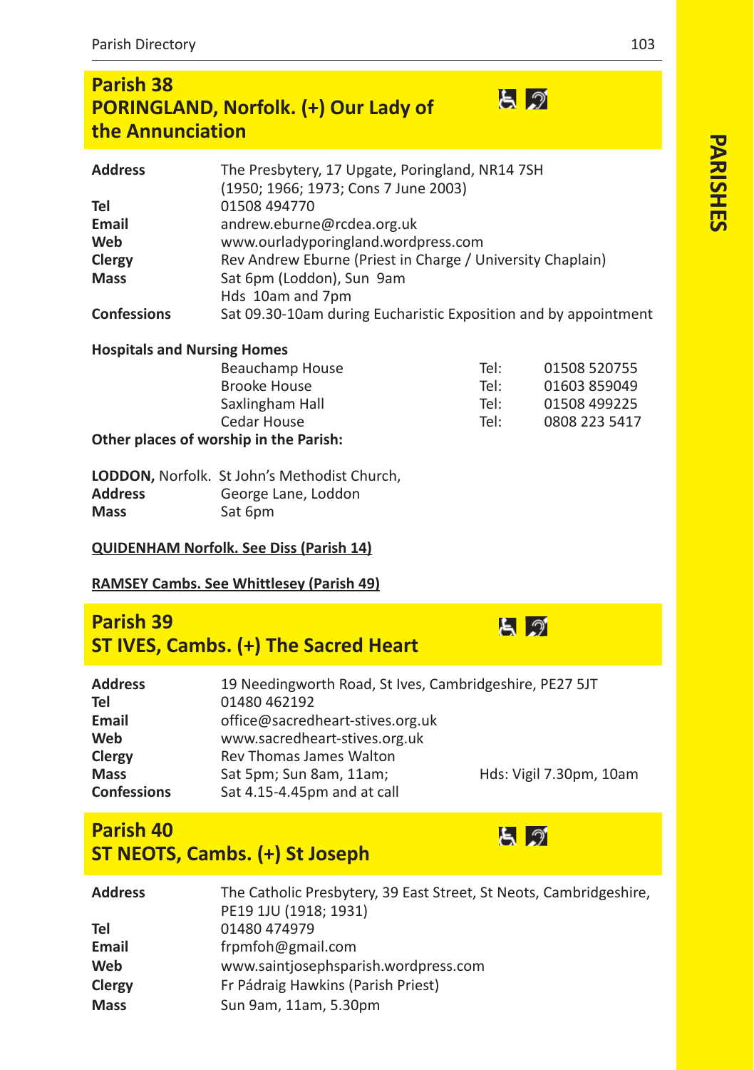## Parish 38
## PORINGLAND, Norfolk. (+) Our Lady of the Annunciation

| | |
|---|---|
| **Address** | The Presbytery, 17 Upgate, Poringland, NR14 7SH (1950; 1966; 1973; Cons 7 June 2003) |
| **Tel** | 01508 494770 |
| **Email** | andrew.eburne@rcdea.org.uk |
| **Web** | www.ourladyporingland.wordpress.com |
| **Clergy** | Rev Andrew Eburne (Priest in Charge / University Chaplain) |
| **Mass** | Sat 6pm (Loddon), Sun 9am<br>Hds 10am and 7pm |
| **Confessions** | Sat 09.30-10am during Eucharistic Exposition and by appointment |

**Hospitals and Nursing Homes**

| | | |
|---|---|---|
| Beauchamp House | Tel: | 01508 520755 |
| Brooke House | Tel: | 01603 859049 |
| Saxlingham Hall | Tel: | 01508 499225 |
| Cedar House | Tel: | 0808 223 5417 |

**Other places of worship in the Parish:**

**LODDON,** Norfolk. St John's Methodist Church,

| | |
|---|---|
| **Address** | George Lane, Loddon |
| **Mass** | Sat 6pm |

**QUIDENHAM Norfolk. See Diss (Parish 14)**

**RAMSEY Cambs. See Whittlesey (Parish 49)**

## Parish 39
## ST IVES, Cambs. (+) The Sacred Heart

| | |
|---|---|
| **Address** | 19 Needingworth Road, St Ives, Cambridgeshire, PE27 5JT |
| **Tel** | 01480 462192 |
| **Email** | office@sacredheart-stives.org.uk |
| **Web** | www.sacredheart-stives.org.uk |
| **Clergy** | Rev Thomas James Walton |
| **Mass** | Sat 5pm; Sun 8am, 11am; Hds: Vigil 7.30pm, 10am |
| **Confessions** | Sat 4.15-4.45pm and at call |

## Parish 40
## ST NEOTS, Cambs. (+) St Joseph

| | |
|---|---|
| **Address** | The Catholic Presbytery, 39 East Street, St Neots, Cambridgeshire, PE19 1JU (1918; 1931) |
| **Tel** | 01480 474979 |
| **Email** | frpmfoh@gmail.com |
| **Web** | www.saintjosephsparish.wordpress.com |
| **Clergy** | Fr Pádraig Hawkins (Parish Priest) |
| **Mass** | Sun 9am, 11am, 5.30pm |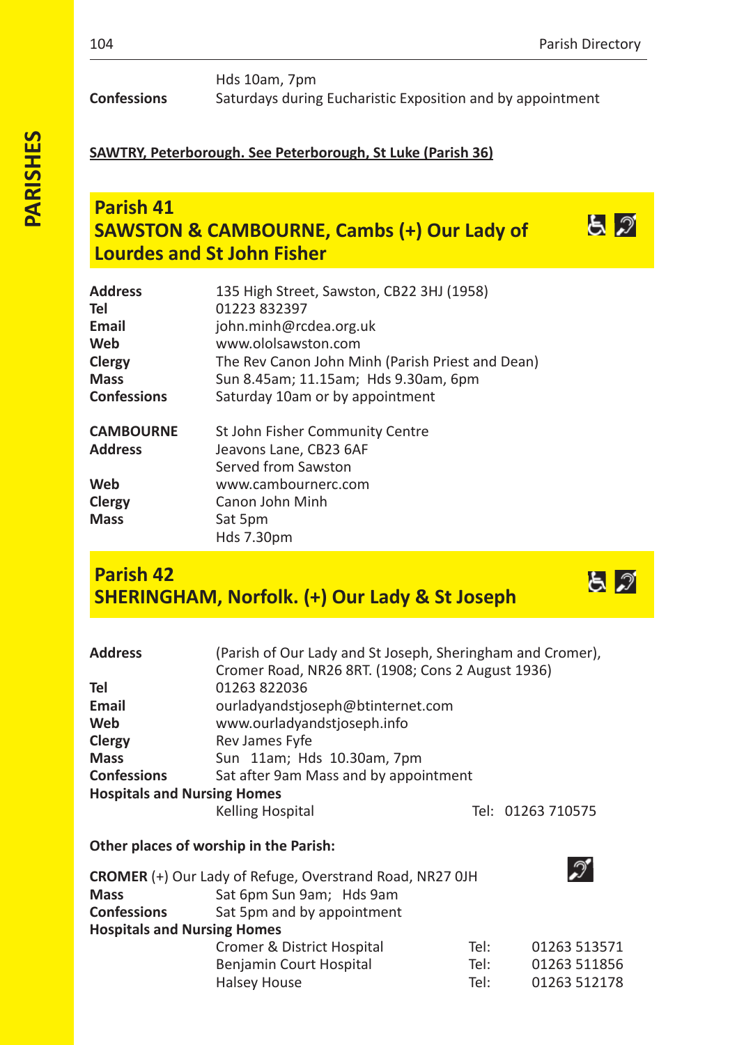| | |
|---|---|
| | Hds 10am, 7pm |
| **Confessions** | Saturdays during Eucharistic Exposition and by appointment |

**SAWTRY, Peterborough. See Peterborough, St Luke (Parish 36)**

## Parish 41
## SAWSTON & CAMBOURNE, Cambs (+) Our Lady of Lourdes and St John Fisher

| | |
|---|---|
| **Address** | 135 High Street, Sawston, CB22 3HJ (1958) |
| **Tel** | 01223 832397 |
| **Email** | john.minh@rcdea.org.uk |
| **Web** | www.ololsawston.com |
| **Clergy** | The Rev Canon John Minh (Parish Priest and Dean) |
| **Mass** | Sun 8.45am; 11.15am; Hds 9.30am, 6pm |
| **Confessions** | Saturday 10am or by appointment |

| | |
|---|---|
| **CAMBOURNE** | St John Fisher Community Centre |
| **Address** | Jeavons Lane, CB23 6AF |
| | Served from Sawston |
| **Web** | www.cambournerc.com |
| **Clergy** | Canon John Minh |
| **Mass** | Sat 5pm |
| | Hds 7.30pm |

## Parish 42
## SHERINGHAM, Norfolk. (+) Our Lady & St Joseph

| | | |
|---|---|---|
| **Address** | (Parish of Our Lady and St Joseph, Sheringham and Cromer), Cromer Road, NR26 8RT. (1908; Cons 2 August 1936) | |
| **Tel** | 01263 822036 | |
| **Email** | ourladyandstjoseph@btinternet.com | |
| **Web** | www.ourladyandstjoseph.info | |
| **Clergy** | Rev James Fyfe | |
| **Mass** | Sun 11am; Hds 10.30am, 7pm | |
| **Confessions** | Sat after 9am Mass and by appointment | |
| **Hospitals and Nursing Homes** | | |
| | Kelling Hospital | Tel: 01263 710575 |

**Other places of worship in the Parish:**

**CROMER** (+) Our Lady of Refuge, Overstrand Road, NR27 0JH

| | | | |
|---|---|---|---|
| **Mass** | Sat 6pm Sun 9am; Hds 9am | | |
| **Confessions** | Sat 5pm and by appointment | | |
| **Hospitals and Nursing Homes** | | | |
| | Cromer & District Hospital | Tel: | 01263 513571 |
| | Benjamin Court Hospital | Tel: | 01263 511856 |
| | Halsey House | Tel: | 01263 512178 |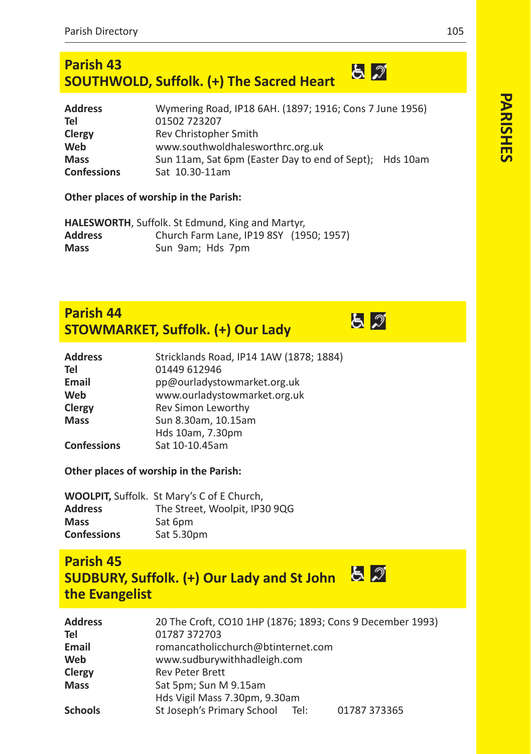## Parish 43
## SOUTHWOLD, Suffolk. (+) The Sacred Heart

| | |
|---|---|
| **Address** | Wymering Road, IP18 6AH. (1897; 1916; Cons 7 June 1956) |
| **Tel** | 01502 723207 |
| **Clergy** | Rev Christopher Smith |
| **Web** | www.southwoldhalesworthrc.org.uk |
| **Mass** | Sun 11am, Sat 6pm (Easter Day to end of Sept); Hds 10am |
| **Confessions** | Sat 10.30-11am |

**Other places of worship in the Parish:**

**HALESWORTH**, Suffolk. St Edmund, King and Martyr,

| | |
|---|---|
| **Address** | Church Farm Lane, IP19 8SY (1950; 1957) |
| **Mass** | Sun 9am; Hds 7pm |

## Parish 44
## STOWMARKET, Suffolk. (+) Our Lady

| | |
|---|---|
| **Address** | Stricklands Road, IP14 1AW (1878; 1884) |
| **Tel** | 01449 612946 |
| **Email** | pp@ourladystowmarket.org.uk |
| **Web** | www.ourladystowmarket.org.uk |
| **Clergy** | Rev Simon Leworthy |
| **Mass** | Sun 8.30am, 10.15am<br>Hds 10am, 7.30pm |
| **Confessions** | Sat 10-10.45am |

**Other places of worship in the Parish:**

**WOOLPIT,** Suffolk. St Mary's C of E Church,

| | |
|---|---|
| **Address** | The Street, Woolpit, IP30 9QG |
| **Mass** | Sat 6pm |
| **Confessions** | Sat 5.30pm |

## Parish 45
## SUDBURY, Suffolk. (+) Our Lady and St John the Evangelist

| | |
|---|---|
| **Address** | 20 The Croft, CO10 1HP (1876; 1893; Cons 9 December 1993) |
| **Tel** | 01787 372703 |
| **Email** | romancatholicchurch@btinternet.com |
| **Web** | www.sudburywithhadleigh.com |
| **Clergy** | Rev Peter Brett |
| **Mass** | Sat 5pm; Sun M 9.15am<br>Hds Vigil Mass 7.30pm, 9.30am |
| **Schools** | St Joseph's Primary School Tel: 01787 373365 |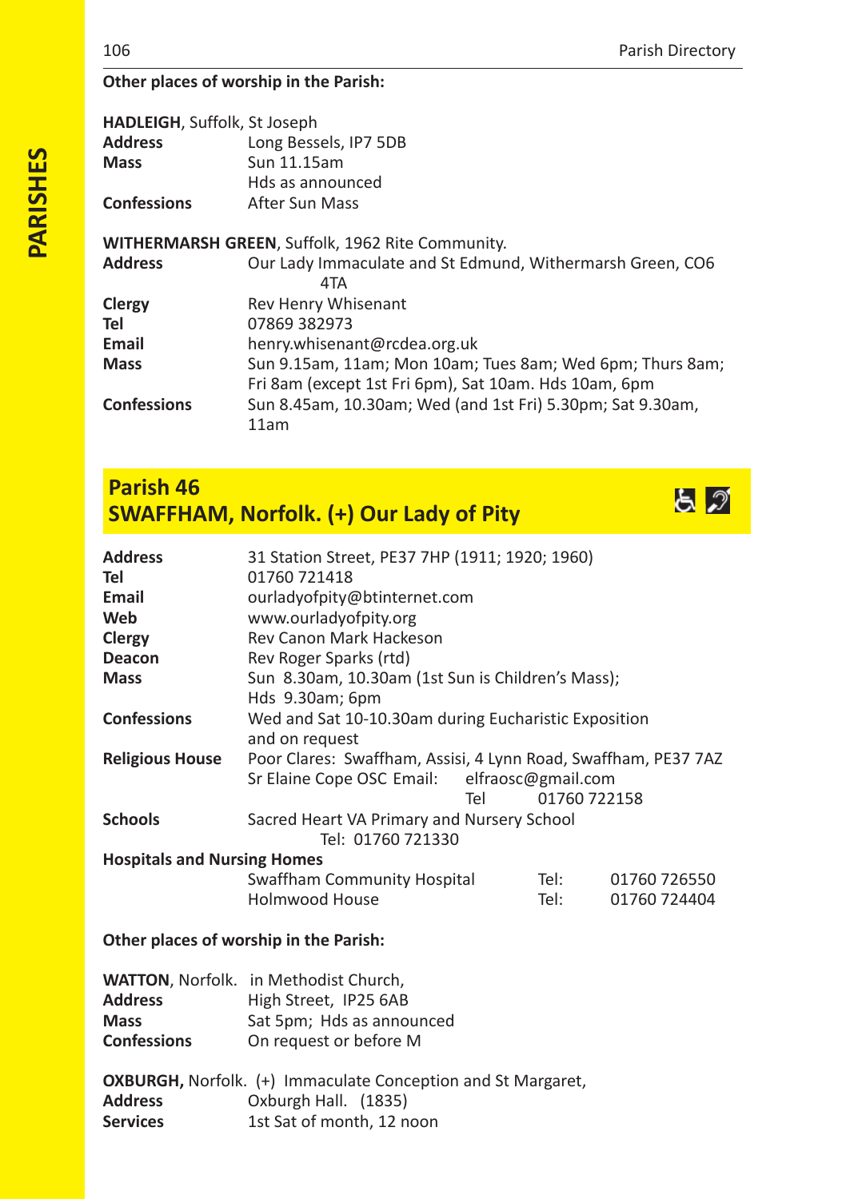**Other places of worship in the Parish:**

**HADLEIGH**, Suffolk, St Joseph

| | |
|---|---|
| **Address** | Long Bessels, IP7 5DB |
| **Mass** | Sun 11.15am<br>Hds as announced |
| **Confessions** | After Sun Mass |

**WITHERMARSH GREEN**, Suffolk, 1962 Rite Community.

| | |
|---|---|
| **Address** | Our Lady Immaculate and St Edmund, Withermarsh Green, CO6 4TA |
| **Clergy** | Rev Henry Whisenant |
| **Tel** | 07869 382973 |
| **Email** | henry.whisenant@rcdea.org.uk |
| **Mass** | Sun 9.15am, 11am; Mon 10am; Tues 8am; Wed 6pm; Thurs 8am; Fri 8am (except 1st Fri 6pm), Sat 10am. Hds 10am, 6pm |
| **Confessions** | Sun 8.45am, 10.30am; Wed (and 1st Fri) 5.30pm; Sat 9.30am, 11am |

## Parish 46
## SWAFFHAM, Norfolk. (+) Our Lady of Pity

| | |
|---|---|
| **Address** | 31 Station Street, PE37 7HP (1911; 1920; 1960) |
| **Tel** | 01760 721418 |
| **Email** | ourladyofpity@btinternet.com |
| **Web** | www.ourladyofpity.org |
| **Clergy** | Rev Canon Mark Hackeson |
| **Deacon** | Rev Roger Sparks (rtd) |
| **Mass** | Sun 8.30am, 10.30am (1st Sun is Children's Mass);<br>Hds 9.30am; 6pm |
| **Confessions** | Wed and Sat 10-10.30am during Eucharistic Exposition and on request |
| **Religious House** | Poor Clares: Swaffham, Assisi, 4 Lynn Road, Swaffham, PE37 7AZ<br>Sr Elaine Cope OSC Email: elfraosc@gmail.com<br>Tel 01760 722158 |
| **Schools** | Sacred Heart VA Primary and Nursery School<br>Tel: 01760 721330 |

**Hospitals and Nursing Homes**

| | | |
|---|---|---|
| Swaffham Community Hospital | Tel: | 01760 726550 |
| Holmwood House | Tel: | 01760 724404 |

**Other places of worship in the Parish:**

**WATTON**, Norfolk. in Methodist Church,

| | |
|---|---|
| **Address** | High Street, IP25 6AB |
| **Mass** | Sat 5pm; Hds as announced |
| **Confessions** | On request or before M |

**OXBURGH,** Norfolk. (+) Immaculate Conception and St Margaret,

| | |
|---|---|
| **Address** | Oxburgh Hall. (1835) |
| **Services** | 1st Sat of month, 12 noon |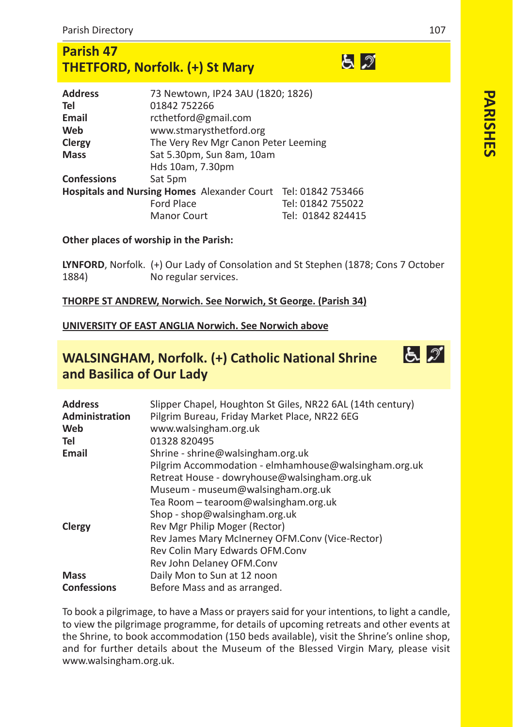## Parish 47
## THETFORD, Norfolk. (+) St Mary

| | |
|---|---|
| **Address** | 73 Newtown, IP24 3AU (1820; 1826) |
| **Tel** | 01842 752266 |
| **Email** | rcthetford@gmail.com |
| **Web** | www.stmarysthetford.org |
| **Clergy** | The Very Rev Mgr Canon Peter Leeming |
| **Mass** | Sat 5.30pm, Sun 8am, 10am<br>Hds 10am, 7.30pm |
| **Confessions** | Sat 5pm |

**Hospitals and Nursing Homes**

| | |
|---|---|
| Alexander Court | Tel: 01842 753466 |
| Ford Place | Tel: 01842 755022 |
| Manor Court | Tel: 01842 824415 |

**Other places of worship in the Parish:**

**LYNFORD**, Norfolk. (+) Our Lady of Consolation and St Stephen (1878; Cons 7 October 1884) No regular services.

**THORPE ST ANDREW, Norwich. See Norwich, St George. (Parish 34)**

**UNIVERSITY OF EAST ANGLIA Norwich. See Norwich above**

## WALSINGHAM, Norfolk. (+) Catholic National Shrine and Basilica of Our Lady

| | |
|---|---|
| **Address** | Slipper Chapel, Houghton St Giles, NR22 6AL (14th century) |
| **Administration** | Pilgrim Bureau, Friday Market Place, NR22 6EG |
| **Web** | www.walsingham.org.uk |
| **Tel** | 01328 820495 |
| **Email** | Shrine - shrine@walsingham.org.uk<br>Pilgrim Accommodation - elmhamhouse@walsingham.org.uk<br>Retreat House - dowryhouse@walsingham.org.uk<br>Museum - museum@walsingham.org.uk<br>Tea Room – tearoom@walsingham.org.uk<br>Shop - shop@walsingham.org.uk |
| **Clergy** | Rev Mgr Philip Moger (Rector)<br>Rev James Mary McInerney OFM.Conv (Vice-Rector)<br>Rev Colin Mary Edwards OFM.Conv<br>Rev John Delaney OFM.Conv |
| **Mass** | Daily Mon to Sun at 12 noon |
| **Confessions** | Before Mass and as arranged. |

To book a pilgrimage, to have a Mass or prayers said for your intentions, to light a candle, to view the pilgrimage programme, for details of upcoming retreats and other events at the Shrine, to book accommodation (150 beds available), visit the Shrine's online shop, and for further details about the Museum of the Blessed Virgin Mary, please visit www.walsingham.org.uk.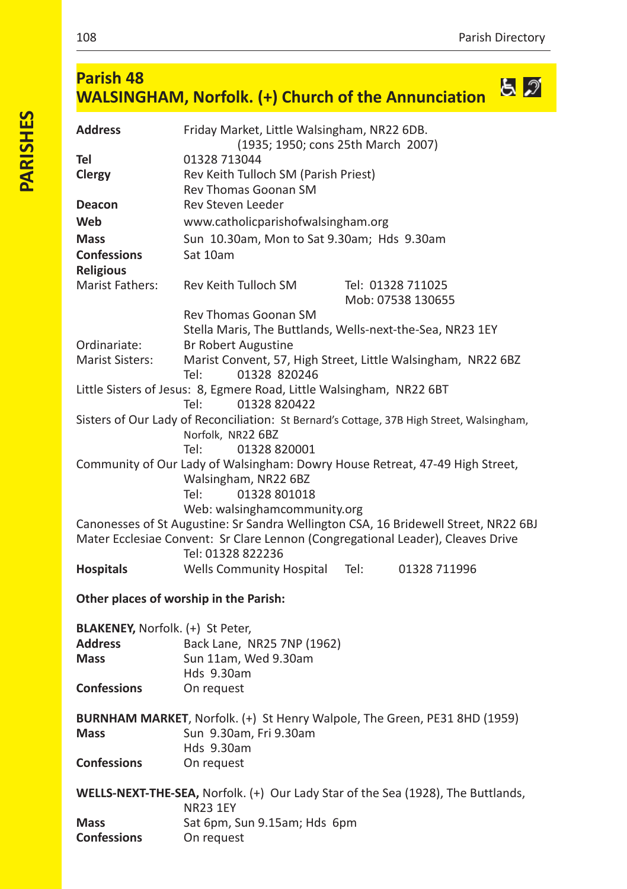## Parish 48
## WALSINGHAM, Norfolk. (+) Church of the Annunciation

**Address** Friday Market, Little Walsingham, NR22 6DB.
(1935; 1950; cons 25th March 2007)

**Tel** 01328 713044

**Clergy** Rev Keith Tulloch SM (Parish Priest)
Rev Thomas Goonan SM

**Deacon** Rev Steven Leeder

**Web** www.catholicparishofwalsingham.org

**Mass** Sun 10.30am, Mon to Sat 9.30am; Hds 9.30am

**Confessions** Sat 10am

**Religious**

Marist Fathers: Rev Keith Tulloch SM Tel: 01328 711025 Mob: 07538 130655
Rev Thomas Goonan SM
Stella Maris, The Buttlands, Wells-next-the-Sea, NR23 1EY

Ordinariate: Br Robert Augustine

Marist Sisters: Marist Convent, 57, High Street, Little Walsingham, NR22 6BZ
Tel: 01328 820246

Little Sisters of Jesus: 8, Egmere Road, Little Walsingham, NR22 6BT
Tel: 01328 820422

Sisters of Our Lady of Reconciliation: St Bernard's Cottage, 37B High Street, Walsingham, Norfolk, NR22 6BZ
Tel: 01328 820001

Community of Our Lady of Walsingham: Dowry House Retreat, 47-49 High Street, Walsingham, NR22 6BZ
Tel: 01328 801018
Web: walsinghamcommunity.org

Canonesses of St Augustine: Sr Sandra Wellington CSA, 16 Bridewell Street, NR22 6BJ

Mater Ecclesiae Convent: Sr Clare Lennon (Congregational Leader), Cleaves Drive
Tel: 01328 822236

**Hospitals** Wells Community Hospital Tel: 01328 711996

**Other places of worship in the Parish:**

**BLAKENEY,** Norfolk. (+) St Peter,

**Address** Back Lane, NR25 7NP (1962)

**Mass** Sun 11am, Wed 9.30am
Hds 9.30am

**Confessions** On request

**BURNHAM MARKET**, Norfolk. (+) St Henry Walpole, The Green, PE31 8HD (1959)

**Mass** Sun 9.30am, Fri 9.30am
Hds 9.30am

**Confessions** On request

**WELLS-NEXT-THE-SEA,** Norfolk. (+) Our Lady Star of the Sea (1928), The Buttlands, NR23 1EY

**Mass** Sat 6pm, Sun 9.15am; Hds 6pm

**Confessions** On request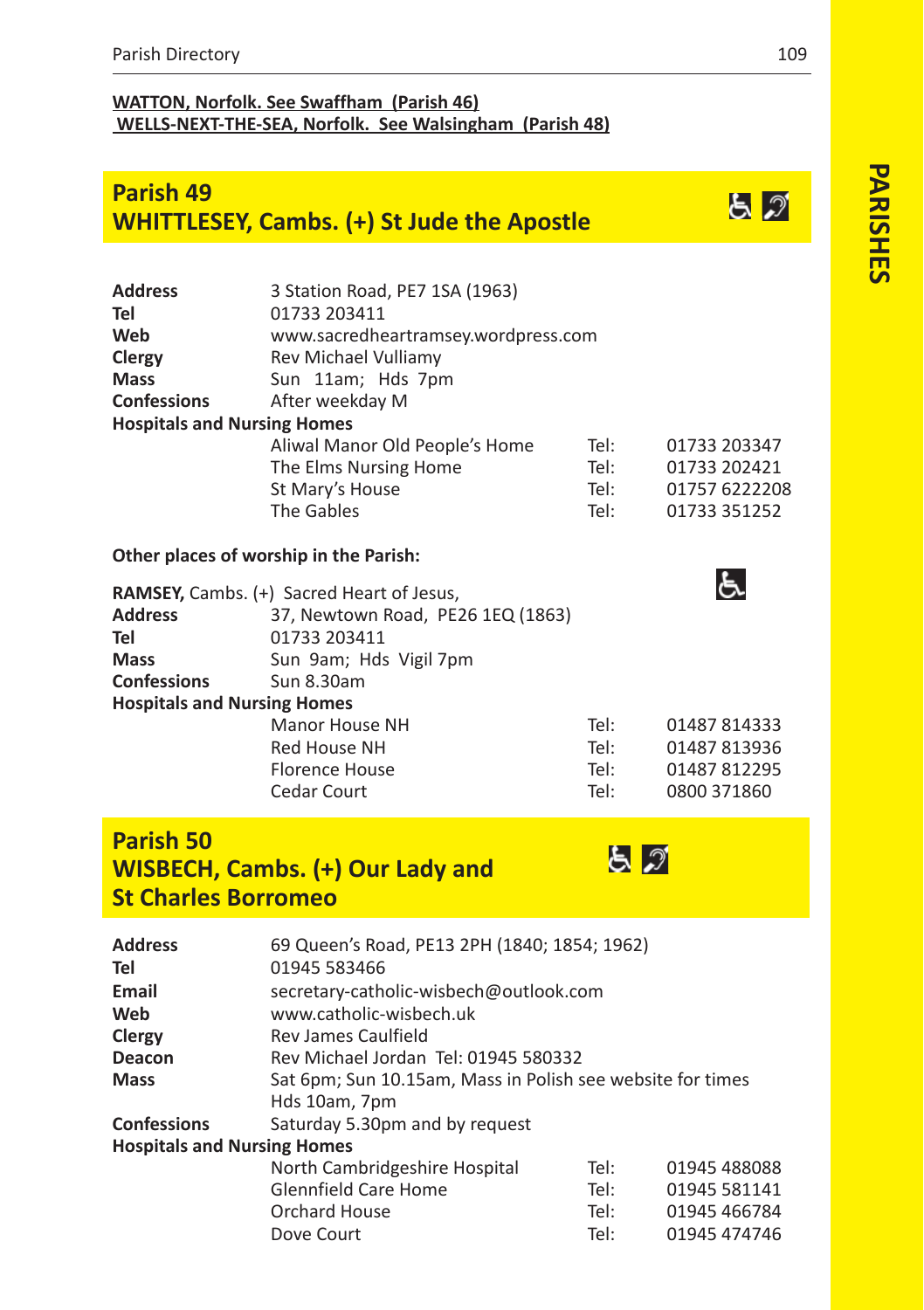**WATTON, Norfolk. See Swaffham (Parish 46)**
**WELLS-NEXT-THE-SEA, Norfolk. See Walsingham (Parish 48)**

## Parish 49
## WHITTLESEY, Cambs. (+) St Jude the Apostle

**Address** 3 Station Road, PE7 1SA (1963)
**Tel** 01733 203411
**Web** www.sacredheartramsey.wordpress.com
**Clergy** Rev Michael Vulliamy
**Mass** Sun 11am; Hds 7pm
**Confessions** After weekday M

**Hospitals and Nursing Homes**

| | | |
|---|---|---|
| Aliwal Manor Old People's Home | Tel: | 01733 203347 |
| The Elms Nursing Home | Tel: | 01733 202421 |
| St Mary's House | Tel: | 01757 6222208 |
| The Gables | Tel: | 01733 351252 |

**Other places of worship in the Parish:**

**RAMSEY,** Cambs. (+) Sacred Heart of Jesus,
**Address** 37, Newtown Road, PE26 1EQ (1863)
**Tel** 01733 203411
**Mass** Sun 9am; Hds Vigil 7pm
**Confessions** Sun 8.30am

**Hospitals and Nursing Homes**

| | | |
|---|---|---|
| Manor House NH | Tel: | 01487 814333 |
| Red House NH | Tel: | 01487 813936 |
| Florence House | Tel: | 01487 812295 |
| Cedar Court | Tel: | 0800 371860 |

## Parish 50
## WISBECH, Cambs. (+) Our Lady and St Charles Borromeo

**Address** 69 Queen's Road, PE13 2PH (1840; 1854; 1962)
**Tel** 01945 583466
**Email** secretary-catholic-wisbech@outlook.com
**Web** www.catholic-wisbech.uk
**Clergy** Rev James Caulfield
**Deacon** Rev Michael Jordan Tel: 01945 580332
**Mass** Sat 6pm; Sun 10.15am, Mass in Polish see website for times
Hds 10am, 7pm
**Confessions** Saturday 5.30pm and by request

**Hospitals and Nursing Homes**

| | | |
|---|---|---|
| North Cambridgeshire Hospital | Tel: | 01945 488088 |
| Glennfield Care Home | Tel: | 01945 581141 |
| Orchard House | Tel: | 01945 466784 |
| Dove Court | Tel: | 01945 474746 |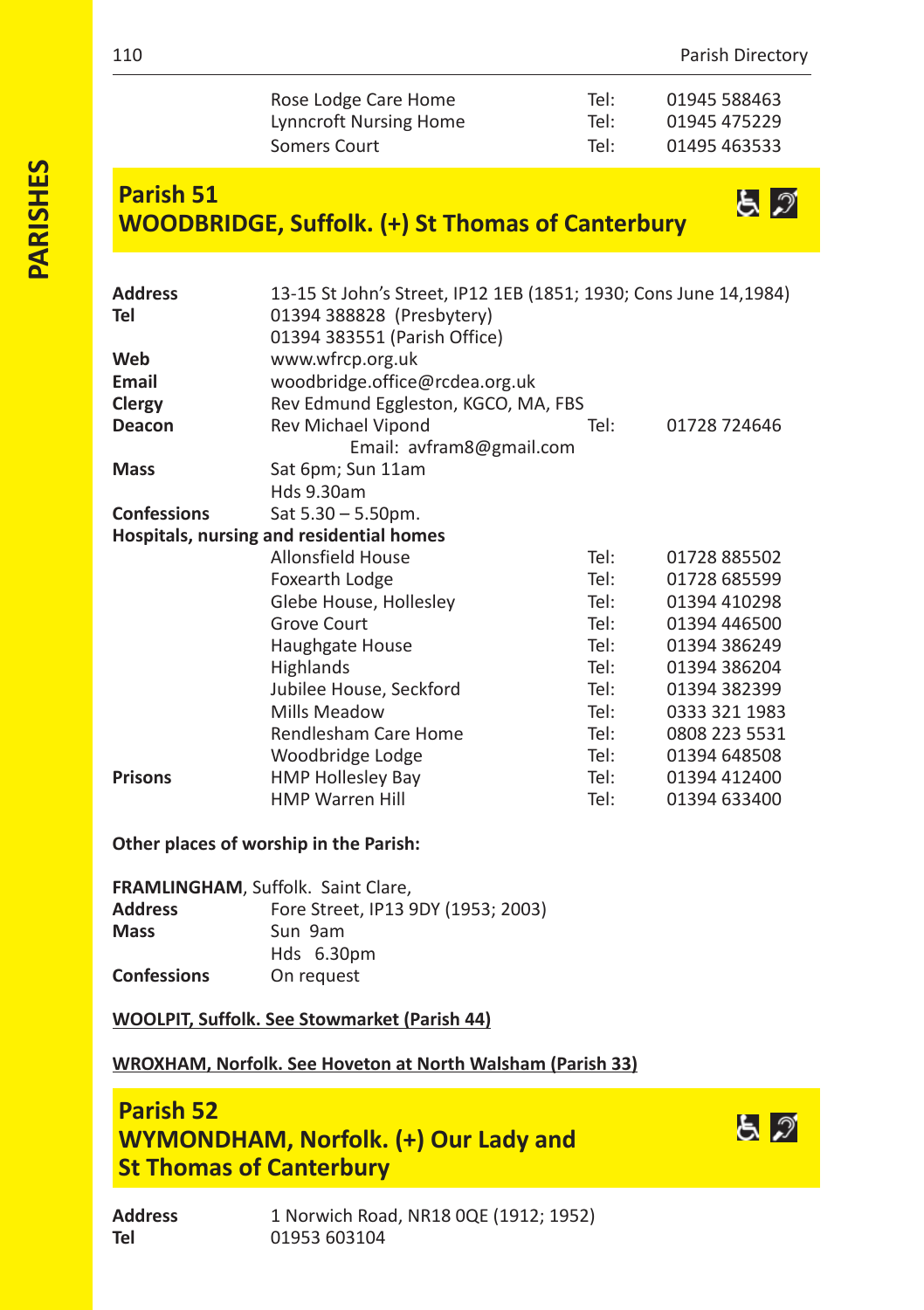| | | |
|---|---|---|
| Rose Lodge Care Home | Tel: | 01945 588463 |
| Lynncroft Nursing Home | Tel: | 01945 475229 |
| Somers Court | Tel: | 01495 463533 |

## Parish 51
## WOODBRIDGE, Suffolk. (+) St Thomas of Canterbury

| | | | |
|---|---|---|---|
| **Address** | 13-15 St John's Street, IP12 1EB (1851; 1930; Cons June 14,1984) | | |
| **Tel** | 01394 388828 (Presbytery) | | |
| | 01394 383551 (Parish Office) | | |
| **Web** | www.wfrcp.org.uk | | |
| **Email** | woodbridge.office@rcdea.org.uk | | |
| **Clergy** | Rev Edmund Eggleston, KGCO, MA, FBS | | |
| **Deacon** | Rev Michael Vipond | Tel: | 01728 724646 |
| | Email: avfram8@gmail.com | | |
| **Mass** | Sat 6pm; Sun 11am | | |
| | Hds 9.30am | | |
| **Confessions** | Sat 5.30 – 5.50pm. | | |
| **Hospitals, nursing and residential homes** | | | |
| | Allonsfield House | Tel: | 01728 885502 |
| | Foxearth Lodge | Tel: | 01728 685599 |
| | Glebe House, Hollesley | Tel: | 01394 410298 |
| | Grove Court | Tel: | 01394 446500 |
| | Haughgate House | Tel: | 01394 386249 |
| | Highlands | Tel: | 01394 386204 |
| | Jubilee House, Seckford | Tel: | 01394 382399 |
| | Mills Meadow | Tel: | 0333 321 1983 |
| | Rendlesham Care Home | Tel: | 0808 223 5531 |
| | Woodbridge Lodge | Tel: | 01394 648508 |
| **Prisons** | HMP Hollesley Bay | Tel: | 01394 412400 |
| | HMP Warren Hill | Tel: | 01394 633400 |

**Other places of worship in the Parish:**

**FRAMLINGHAM**, Suffolk. Saint Clare,

| | |
|---|---|
| **Address** | Fore Street, IP13 9DY (1953; 2003) |
| **Mass** | Sun 9am |
| | Hds 6.30pm |
| **Confessions** | On request |

**WOOLPIT, Suffolk. See Stowmarket (Parish 44)**

**WROXHAM, Norfolk. See Hoveton at North Walsham (Parish 33)**

## Parish 52
## WYMONDHAM, Norfolk. (+) Our Lady and St Thomas of Canterbury

| | |
|---|---|
| **Address** | 1 Norwich Road, NR18 0QE (1912; 1952) |
| **Tel** | 01953 603104 |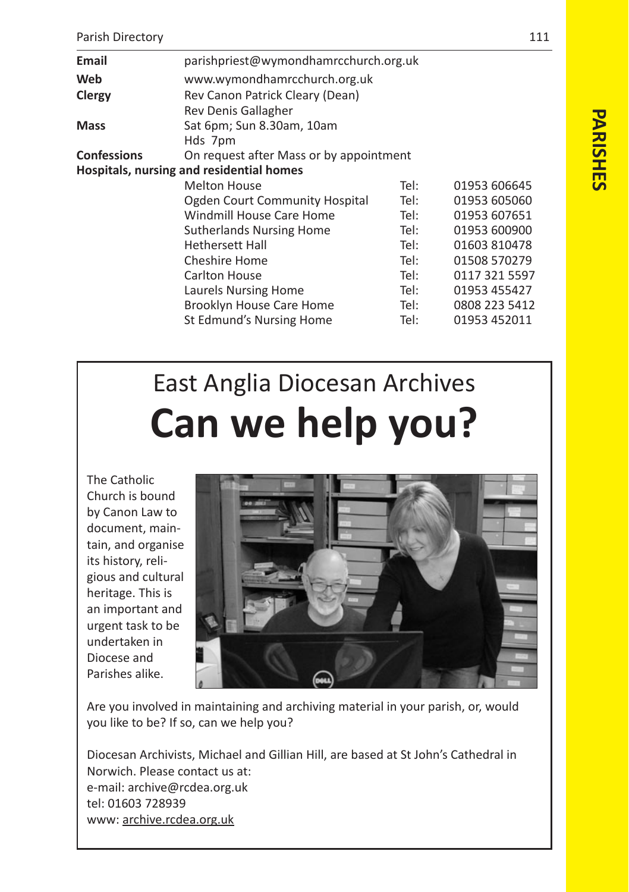| | |
|---|---|
| **Email** | parishpriest@wymondhamrcchurch.org.uk |
| **Web** | www.wymondhamrcchurch.org.uk |
| **Clergy** | Rev Canon Patrick Cleary (Dean)<br>Rev Denis Gallagher |
| **Mass** | Sat 6pm; Sun 8.30am, 10am<br>Hds 7pm |
| **Confessions** | On request after Mass or by appointment |

**Hospitals, nursing and residential homes**

| Name | | Number |
|---|---|---|
| Melton House | Tel: | 01953 606645 |
| Ogden Court Community Hospital | Tel: | 01953 605060 |
| Windmill House Care Home | Tel: | 01953 607651 |
| Sutherlands Nursing Home | Tel: | 01953 600900 |
| Hethersett Hall | Tel: | 01603 810478 |
| Cheshire Home | Tel: | 01508 570279 |
| Carlton House | Tel: | 0117 321 5597 |
| Laurels Nursing Home | Tel: | 01953 455427 |
| Brooklyn House Care Home | Tel: | 0808 223 5412 |
| St Edmund's Nursing Home | Tel: | 01953 452011 |

## East Anglia Diocesan Archives

# Can we help you?

The Catholic Church is bound by Canon Law to document, maintain, and organise its history, religious and cultural heritage. This is an important and urgent task to be undertaken in Diocese and Parishes alike.

Are you involved in maintaining and archiving material in your parish, or, would you like to be? If so, can we help you?

Diocesan Archivists, Michael and Gillian Hill, are based at St John's Cathedral in Norwich. Please contact us at:
e-mail: archive@rcdea.org.uk
tel: 01603 728939
www: archive.rcdea.org.uk

PARISHES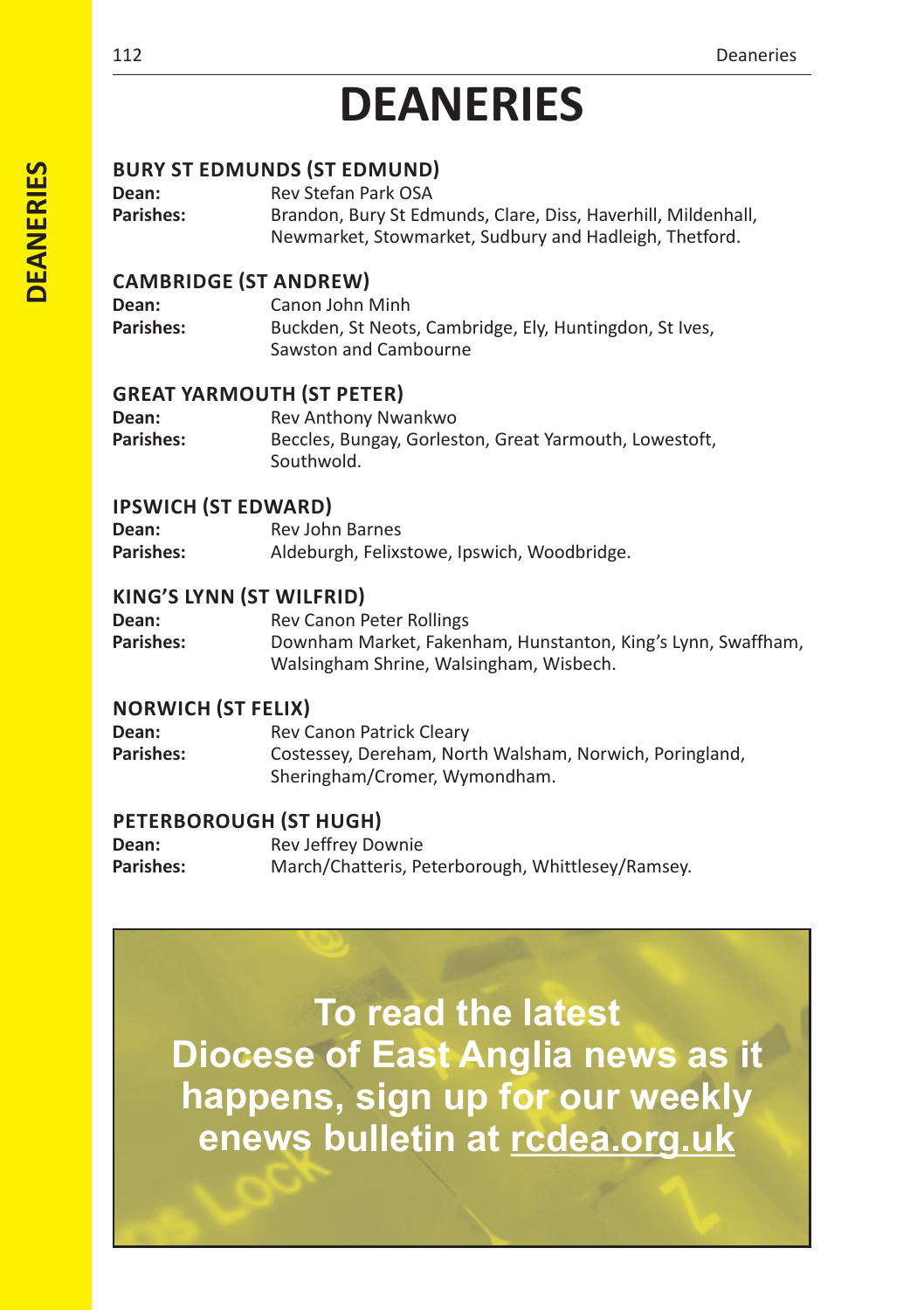# DEANERIES

## BURY ST EDMUNDS (ST EDMUND)

**Dean:** Rev Stefan Park OSA

**Parishes:** Brandon, Bury St Edmunds, Clare, Diss, Haverhill, Mildenhall, Newmarket, Stowmarket, Sudbury and Hadleigh, Thetford.

## CAMBRIDGE (ST ANDREW)

**Dean:** Canon John Minh

**Parishes:** Buckden, St Neots, Cambridge, Ely, Huntingdon, St Ives, Sawston and Cambourne

## GREAT YARMOUTH (ST PETER)

**Dean:** Rev Anthony Nwankwo

**Parishes:** Beccles, Bungay, Gorleston, Great Yarmouth, Lowestoft, Southwold.

## IPSWICH (ST EDWARD)

**Dean:** Rev John Barnes

**Parishes:** Aldeburgh, Felixstowe, Ipswich, Woodbridge.

## KING'S LYNN (ST WILFRID)

**Dean:** Rev Canon Peter Rollings

**Parishes:** Downham Market, Fakenham, Hunstanton, King's Lynn, Swaffham, Walsingham Shrine, Walsingham, Wisbech.

## NORWICH (ST FELIX)

**Dean:** Rev Canon Patrick Cleary

**Parishes:** Costessey, Dereham, North Walsham, Norwich, Poringland, Sheringham/Cromer, Wymondham.

## PETERBOROUGH (ST HUGH)

**Dean:** Rev Jeffrey Downie

**Parishes:** March/Chatteris, Peterborough, Whittlesey/Ramsey.

**To read the latest Diocese of East Anglia news as it happens, sign up for our weekly enews bulletin at rcdea.org.uk**